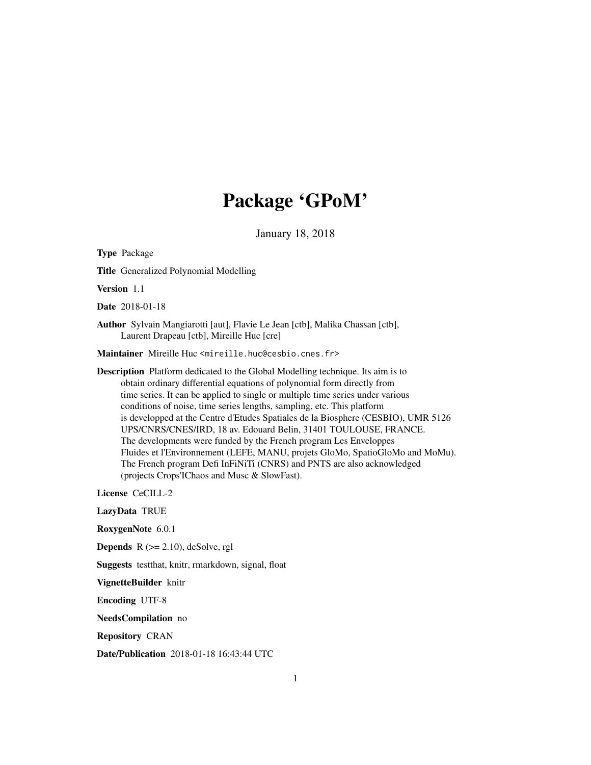# Package 'GPoM'

January 18, 2018

**Type** Package

**Title** Generalized Polynomial Modelling

**Version** 1.1

**Date** 2018-01-18

**Author** Sylvain Mangiarotti [aut], Flavie Le Jean [ctb], Malika Chassan [ctb], Laurent Drapeau [ctb], Mireille Huc [cre]

**Maintainer** Mireille Huc <mireille.huc@cesbio.cnes.fr>

**Description** Platform dedicated to the Global Modelling technique. Its aim is to obtain ordinary differential equations of polynomial form directly from time series. It can be applied to single or multiple time series under various conditions of noise, time series lengths, sampling, etc. This platform is developped at the Centre d'Etudes Spatiales de la Biosphere (CESBIO), UMR 5126 UPS/CNRS/CNES/IRD, 18 av. Edouard Belin, 31401 TOULOUSE, FRANCE. The developments were funded by the French program Les Enveloppes Fluides et l'Environnement (LEFE, MANU, projets GloMo, SpatioGloMo and MoMu). The French program Defi InFiNiTi (CNRS) and PNTS are also acknowledged (projects Crops'IChaos and Musc & SlowFast).

**License** CeCILL-2

**LazyData** TRUE

**RoxygenNote** 6.0.1

**Depends** R (>= 2.10), deSolve, rgl

**Suggests** testthat, knitr, rmarkdown, signal, float

**VignetteBuilder** knitr

**Encoding** UTF-8

**NeedsCompilation** no

**Repository** CRAN

**Date/Publication** 2018-01-18 16:43:44 UTC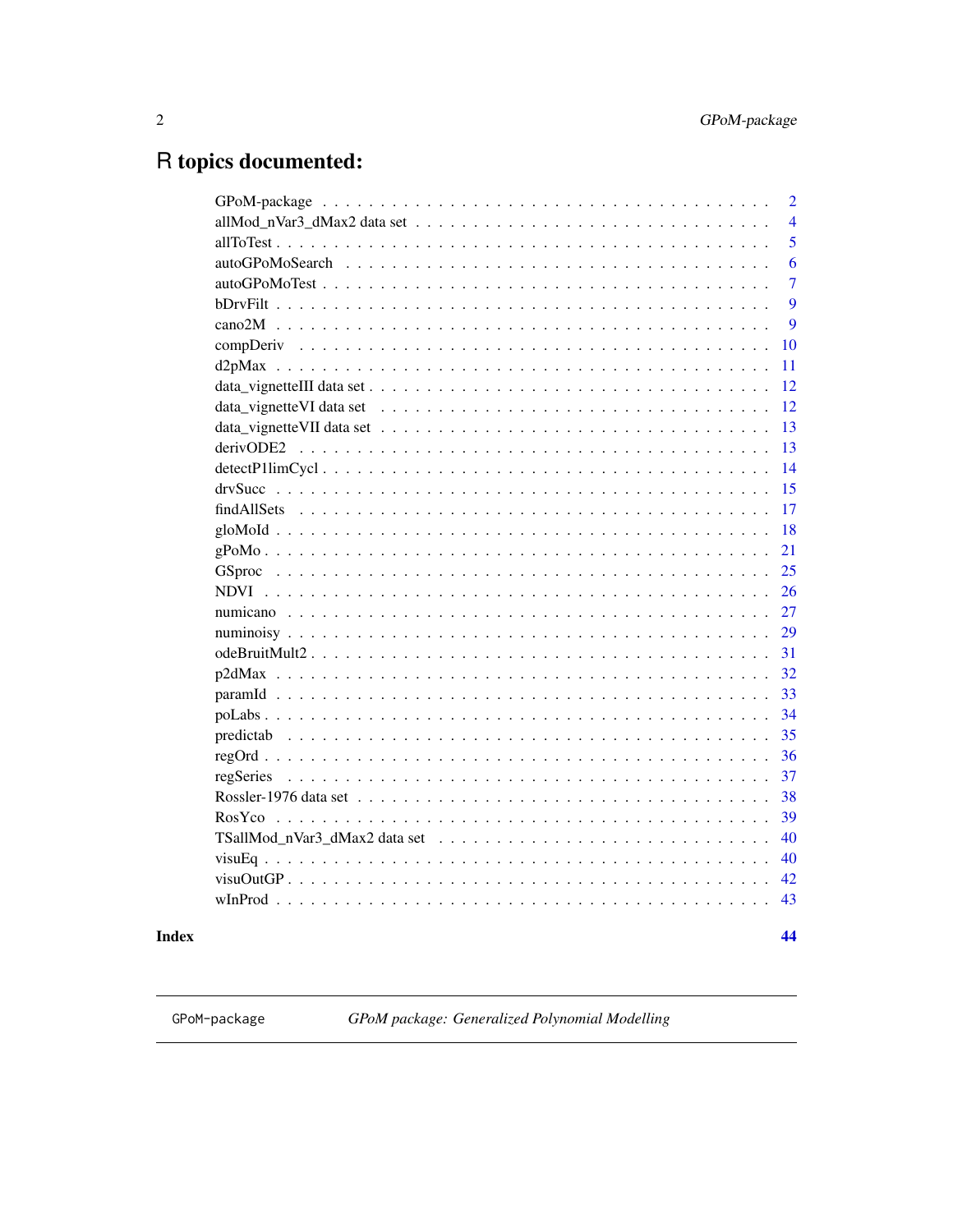# R topics documented:

| | |
|---|---|
| GPoM-package | 2 |
| allMod_nVar3_dMax2 data set | 4 |
| allToTest | 5 |
| autoGPoMoSearch | 6 |
| autoGPoMoTest | 7 |
| bDrvFilt | 9 |
| cano2M | 9 |
| compDeriv | 10 |
| d2pMax | 11 |
| data_vignetteIII data set | 12 |
| data_vignetteVI data set | 12 |
| data_vignetteVII data set | 13 |
| derivODE2 | 13 |
| detectP1limCycl | 14 |
| drvSucc | 15 |
| findAllSets | 17 |
| gloMoId | 18 |
| gPoMo | 21 |
| GSproc | 25 |
| NDVI | 26 |
| numicano | 27 |
| numinoisy | 29 |
| odeBruitMult2 | 31 |
| p2dMax | 32 |
| paramId | 33 |
| poLabs | 34 |
| predictab | 35 |
| regOrd | 36 |
| regSeries | 37 |
| Rossler-1976 data set | 38 |
| RosYco | 39 |
| TSallMod_nVar3_dMax2 data set | 40 |
| visuEq | 40 |
| visuOutGP | 42 |
| wInProd | 43 |

**Index** **44**

---

GPoM-package *GPoM package: Generalized Polynomial Modelling*

---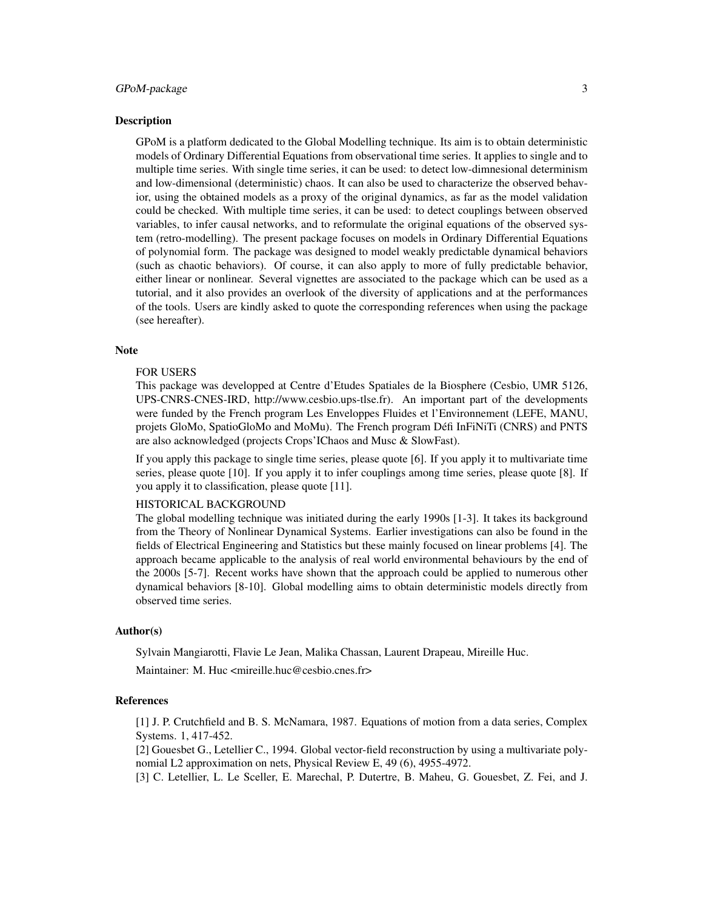## Description

GPoM is a platform dedicated to the Global Modelling technique. Its aim is to obtain deterministic models of Ordinary Differential Equations from observational time series. It applies to single and to multiple time series. With single time series, it can be used: to detect low-dimnesional determinism and low-dimensional (deterministic) chaos. It can also be used to characterize the observed behavior, using the obtained models as a proxy of the original dynamics, as far as the model validation could be checked. With multiple time series, it can be used: to detect couplings between observed variables, to infer causal networks, and to reformulate the original equations of the observed system (retro-modelling). The present package focuses on models in Ordinary Differential Equations of polynomial form. The package was designed to model weakly predictable dynamical behaviors (such as chaotic behaviors). Of course, it can also apply to more of fully predictable behavior, either linear or nonlinear. Several vignettes are associated to the package which can be used as a tutorial, and it also provides an overlook of the diversity of applications and at the performances of the tools. Users are kindly asked to quote the corresponding references when using the package (see hereafter).

## Note

FOR USERS

This package was developped at Centre d'Etudes Spatiales de la Biosphere (Cesbio, UMR 5126, UPS-CNRS-CNES-IRD, http://www.cesbio.ups-tlse.fr). An important part of the developments were funded by the French program Les Enveloppes Fluides et l'Environnement (LEFE, MANU, projets GloMo, SpatioGloMo and MoMu). The French program Défi InFiNiTi (CNRS) and PNTS are also acknowledged (projects Crops'IChaos and Musc & SlowFast).

If you apply this package to single time series, please quote [6]. If you apply it to multivariate time series, please quote [10]. If you apply it to infer couplings among time series, please quote [8]. If you apply it to classification, please quote [11].

HISTORICAL BACKGROUND

The global modelling technique was initiated during the early 1990s [1-3]. It takes its background from the Theory of Nonlinear Dynamical Systems. Earlier investigations can also be found in the fields of Electrical Engineering and Statistics but these mainly focused on linear problems [4]. The approach became applicable to the analysis of real world environmental behaviours by the end of the 2000s [5-7]. Recent works have shown that the approach could be applied to numerous other dynamical behaviors [8-10]. Global modelling aims to obtain deterministic models directly from observed time series.

## Author(s)

Sylvain Mangiarotti, Flavie Le Jean, Malika Chassan, Laurent Drapeau, Mireille Huc.

Maintainer: M. Huc <mireille.huc@cesbio.cnes.fr>

## References

[1] J. P. Crutchfield and B. S. McNamara, 1987. Equations of motion from a data series, Complex Systems. 1, 417-452.

[2] Gouesbet G., Letellier C., 1994. Global vector-field reconstruction by using a multivariate polynomial L2 approximation on nets, Physical Review E, 49 (6), 4955-4972.

[3] C. Letellier, L. Le Sceller, E. Marechal, P. Dutertre, B. Maheu, G. Gouesbet, Z. Fei, and J.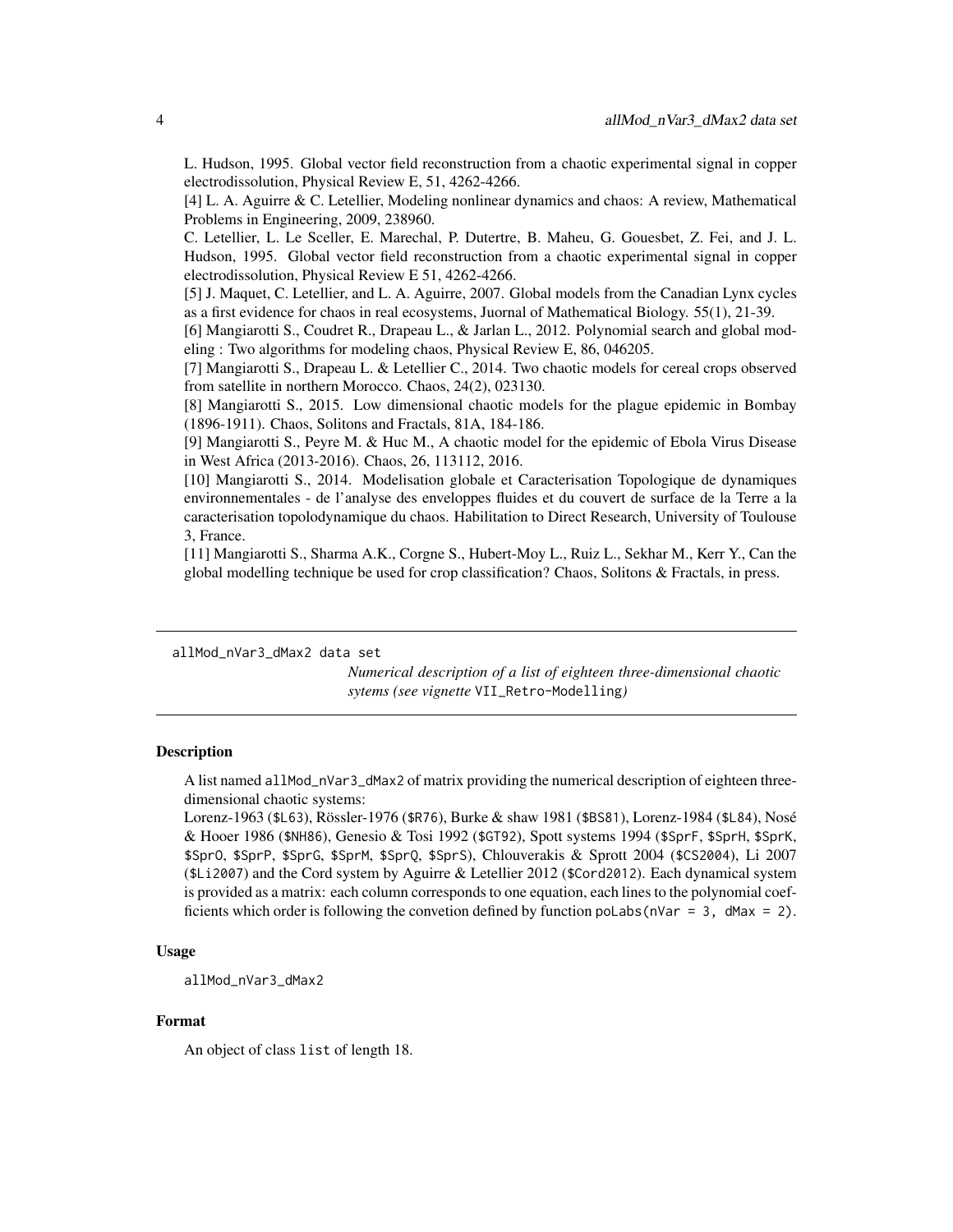L. Hudson, 1995. Global vector field reconstruction from a chaotic experimental signal in copper electrodissolution, Physical Review E, 51, 4262-4266.

[4] L. A. Aguirre & C. Letellier, Modeling nonlinear dynamics and chaos: A review, Mathematical Problems in Engineering, 2009, 238960.

C. Letellier, L. Le Sceller, E. Marechal, P. Dutertre, B. Maheu, G. Gouesbet, Z. Fei, and J. L. Hudson, 1995. Global vector field reconstruction from a chaotic experimental signal in copper electrodissolution, Physical Review E 51, 4262-4266.

[5] J. Maquet, C. Letellier, and L. A. Aguirre, 2007. Global models from the Canadian Lynx cycles as a first evidence for chaos in real ecosystems, Juornal of Mathematical Biology. 55(1), 21-39.

[6] Mangiarotti S., Coudret R., Drapeau L., & Jarlan L., 2012. Polynomial search and global modeling : Two algorithms for modeling chaos, Physical Review E, 86, 046205.

[7] Mangiarotti S., Drapeau L. & Letellier C., 2014. Two chaotic models for cereal crops observed from satellite in northern Morocco. Chaos, 24(2), 023130.

[8] Mangiarotti S., 2015. Low dimensional chaotic models for the plague epidemic in Bombay (1896-1911). Chaos, Solitons and Fractals, 81A, 184-186.

[9] Mangiarotti S., Peyre M. & Huc M., A chaotic model for the epidemic of Ebola Virus Disease in West Africa (2013-2016). Chaos, 26, 113112, 2016.

[10] Mangiarotti S., 2014. Modelisation globale et Caracterisation Topologique de dynamiques environnementales - de l'analyse des enveloppes fluides et du couvert de surface de la Terre a la caracterisation topolodynamique du chaos. Habilitation to Direct Research, University of Toulouse 3, France.

[11] Mangiarotti S., Sharma A.K., Corgne S., Hubert-Moy L., Ruiz L., Sekhar M., Kerr Y., Can the global modelling technique be used for crop classification? Chaos, Solitons & Fractals, in press.

---

## allMod_nVar3_dMax2 data set

*Numerical description of a list of eighteen three-dimensional chaotic sytems (see vignette* `VII_Retro-Modelling`*)*

### Description

A list named `allMod_nVar3_dMax2` of matrix providing the numerical description of eighteen three-dimensional chaotic systems:

Lorenz-1963 (`$L63`), Rössler-1976 (`$R76`), Burke & shaw 1981 (`$BS81`), Lorenz-1984 (`$L84`), Nosé & Hooer 1986 (`$NH86`), Genesio & Tosi 1992 (`$GT92`), Spott systems 1994 (`$SprF`, `$SprH`, `$SprK`, `$SprO`, `$SprP`, `$SprG`, `$SprM`, `$SprQ`, `$SprS`), Chlouverakis & Sprott 2004 (`$CS2004`), Li 2007 (`$Li2007`) and the Cord system by Aguirre & Letellier 2012 (`$Cord2012`). Each dynamical system is provided as a matrix: each column corresponds to one equation, each lines to the polynomial coefficients which order is following the convetion defined by function `poLabs(nVar = 3, dMax = 2)`.

### Usage

```
allMod_nVar3_dMax2
```

### Format

An object of class `list` of length 18.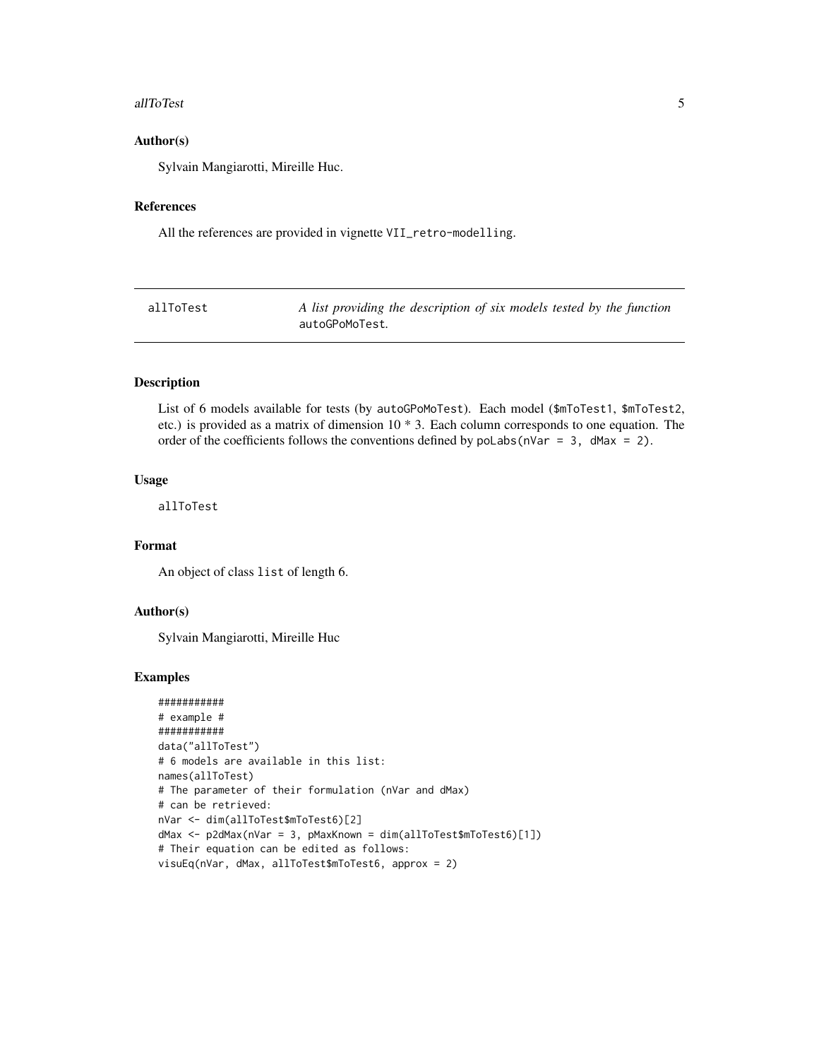### Author(s)

Sylvain Mangiarotti, Mireille Huc.

### References

All the references are provided in vignette `VII_retro-modelling`.

---

## allToTest — *A list providing the description of six models tested by the function* `autoGPoMoTest`.

---

### Description

List of 6 models available for tests (by `autoGPoMoTest`). Each model (`$mToTest1`, `$mToTest2`, etc.) is provided as a matrix of dimension 10 * 3. Each column corresponds to one equation. The order of the coefficients follows the conventions defined by `poLabs(nVar = 3, dMax = 2)`.

### Usage

```
allToTest
```

### Format

An object of class `list` of length 6.

### Author(s)

Sylvain Mangiarotti, Mireille Huc

### Examples

```
###########
# example #
###########
data("allToTest")
# 6 models are available in this list:
names(allToTest)
# The parameter of their formulation (nVar and dMax)
# can be retrieved:
nVar <- dim(allToTest$mToTest6)[2]
dMax <- p2dMax(nVar = 3, pMaxKnown = dim(allToTest$mToTest6)[1])
# Their equation can be edited as follows:
visuEq(nVar, dMax, allToTest$mToTest6, approx = 2)
```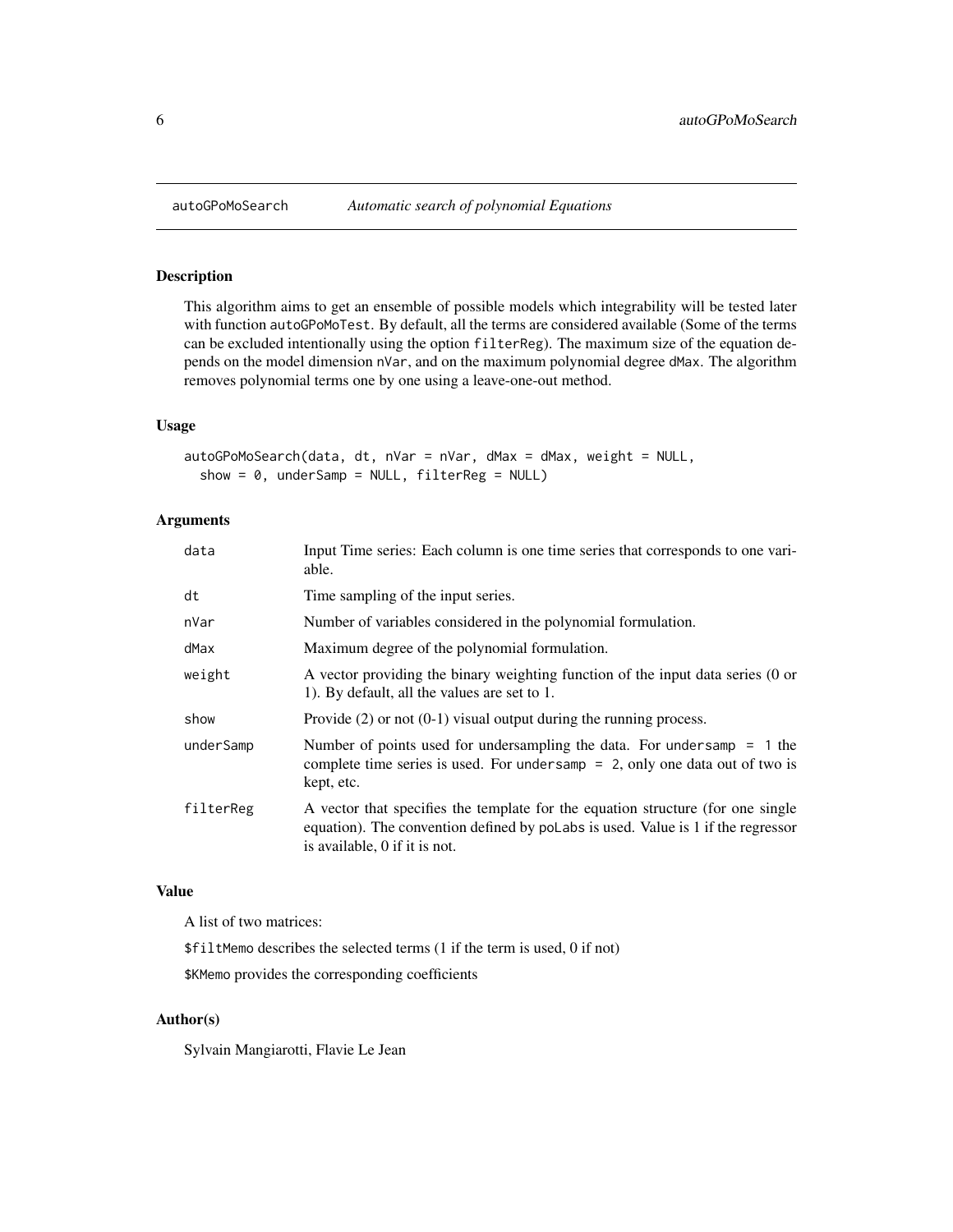## autoGPoMoSearch — *Automatic search of polynomial Equations*

### Description

This algorithm aims to get an ensemble of possible models which integrability will be tested later with function `autoGPoMoTest`. By default, all the terms are considered available (Some of the terms can be excluded intentionally using the option `filterReg`). The maximum size of the equation depends on the model dimension `nVar`, and on the maximum polynomial degree `dMax`. The algorithm removes polynomial terms one by one using a leave-one-out method.

### Usage

```
autoGPoMoSearch(data, dt, nVar = nVar, dMax = dMax, weight = NULL,
  show = 0, underSamp = NULL, filterReg = NULL)
```

### Arguments

| | |
|---|---|
| `data` | Input Time series: Each column is one time series that corresponds to one variable. |
| `dt` | Time sampling of the input series. |
| `nVar` | Number of variables considered in the polynomial formulation. |
| `dMax` | Maximum degree of the polynomial formulation. |
| `weight` | A vector providing the binary weighting function of the input data series (0 or 1). By default, all the values are set to 1. |
| `show` | Provide (2) or not (0-1) visual output during the running process. |
| `underSamp` | Number of points used for undersampling the data. For `undersamp = 1` the complete time series is used. For `undersamp = 2`, only one data out of two is kept, etc. |
| `filterReg` | A vector that specifies the template for the equation structure (for one single equation). The convention defined by `poLabs` is used. Value is 1 if the regressor is available, 0 if it is not. |

### Value

A list of two matrices:

`$filtMemo` describes the selected terms (1 if the term is used, 0 if not)

`$KMemo` provides the corresponding coefficients

### Author(s)

Sylvain Mangiarotti, Flavie Le Jean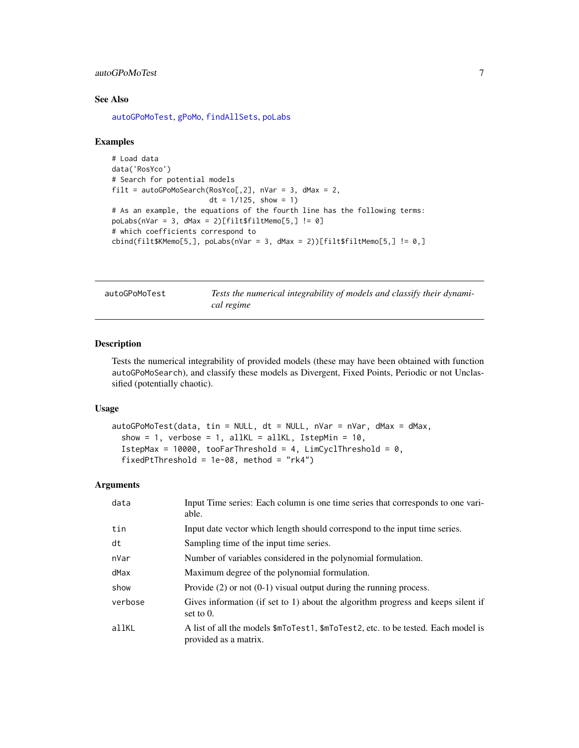## See Also

autoGPoMoTest, gPoMo, findAllSets, poLabs

## Examples

```
# Load data
data('RosYco')
# Search for potential models
filt = autoGPoMoSearch(RosYco[,2], nVar = 3, dMax = 2,
                       dt = 1/125, show = 1)
# As an example, the equations of the fourth line has the following terms:
poLabs(nVar = 3, dMax = 2)[filt$filtMemo[5,] != 0]
# which coefficients correspond to
cbind(filt$KMemo[5,], poLabs(nVar = 3, dMax = 2))[filt$filtMemo[5,] != 0,]
```

---

# autoGPoMoTest

*Tests the numerical integrability of models and classify their dynamical regime*

## Description

Tests the numerical integrability of provided models (these may have been obtained with function autoGPoMoSearch), and classify these models as Divergent, Fixed Points, Periodic or not Unclassified (potentially chaotic).

## Usage

```
autoGPoMoTest(data, tin = NULL, dt = NULL, nVar = nVar, dMax = dMax,
  show = 1, verbose = 1, allKL = allKL, IstepMin = 10,
  IstepMax = 10000, tooFarThreshold = 4, LimCyclThreshold = 0,
  fixedPtThreshold = 1e-08, method = "rk4")
```

## Arguments

| | |
|---|---|
| data | Input Time series: Each column is one time series that corresponds to one variable. |
| tin | Input date vector which length should correspond to the input time series. |
| dt | Sampling time of the input time series. |
| nVar | Number of variables considered in the polynomial formulation. |
| dMax | Maximum degree of the polynomial formulation. |
| show | Provide (2) or not (0-1) visual output during the running process. |
| verbose | Gives information (if set to 1) about the algorithm progress and keeps silent if set to 0. |
| allKL | A list of all the models $mToTest1, $mToTest2, etc. to be tested. Each model is provided as a matrix. |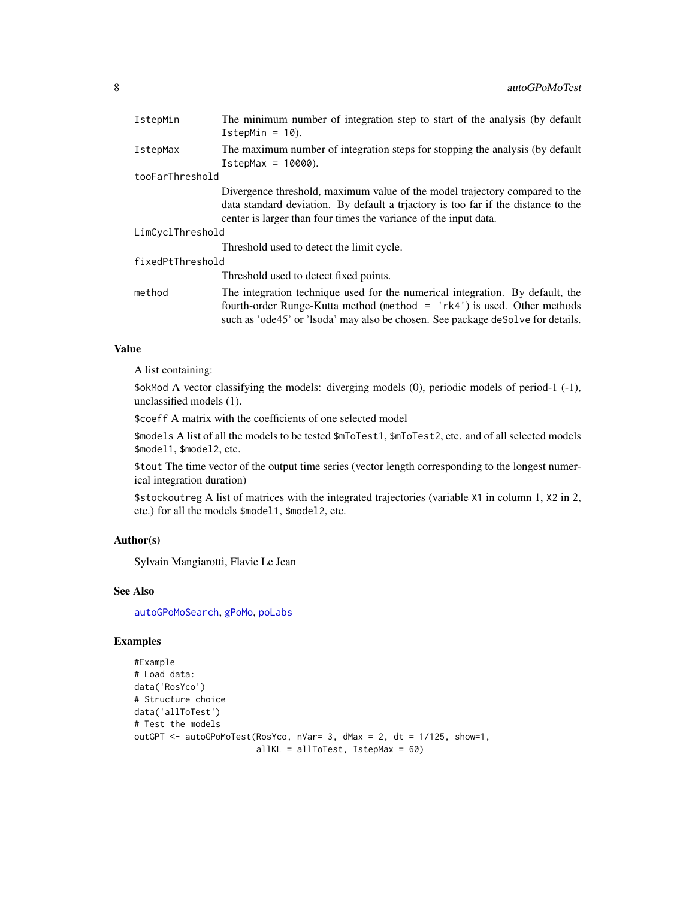| | |
|---|---|
| IstepMin | The minimum number of integration step to start of the analysis (by default IstepMin = 10). |
| IstepMax | The maximum number of integration steps for stopping the analysis (by default IstepMax = 10000). |
| tooFarThreshold | Divergence threshold, maximum value of the model trajectory compared to the data standard deviation. By default a trjactory is too far if the distance to the center is larger than four times the variance of the input data. |
| LimCyclThreshold | Threshold used to detect the limit cycle. |
| fixedPtThreshold | Threshold used to detect fixed points. |
| method | The integration technique used for the numerical integration. By default, the fourth-order Runge-Kutta method (method = 'rk4') is used. Other methods such as 'ode45' or 'lsoda' may also be chosen. See package deSolve for details. |

## Value

A list containing:

$okMod A vector classifying the models: diverging models (0), periodic models of period-1 (-1), unclassified models (1).

$coeff A matrix with the coefficients of one selected model

$models A list of all the models to be tested $mToTest1, $mToTest2, etc. and of all selected models $model1, $model2, etc.

$tout The time vector of the output time series (vector length corresponding to the longest numerical integration duration)

$stockoutreg A list of matrices with the integrated trajectories (variable X1 in column 1, X2 in 2, etc.) for all the models $model1, $model2, etc.

## Author(s)

Sylvain Mangiarotti, Flavie Le Jean

## See Also

autoGPoMoSearch, gPoMo, poLabs

## Examples

```
#Example
# Load data:
data('RosYco')
# Structure choice
data('allToTest')
# Test the models
outGPT <- autoGPoMoTest(RosYco, nVar= 3, dMax = 2, dt = 1/125, show=1,
                        allKL = allToTest, IstepMax = 60)
```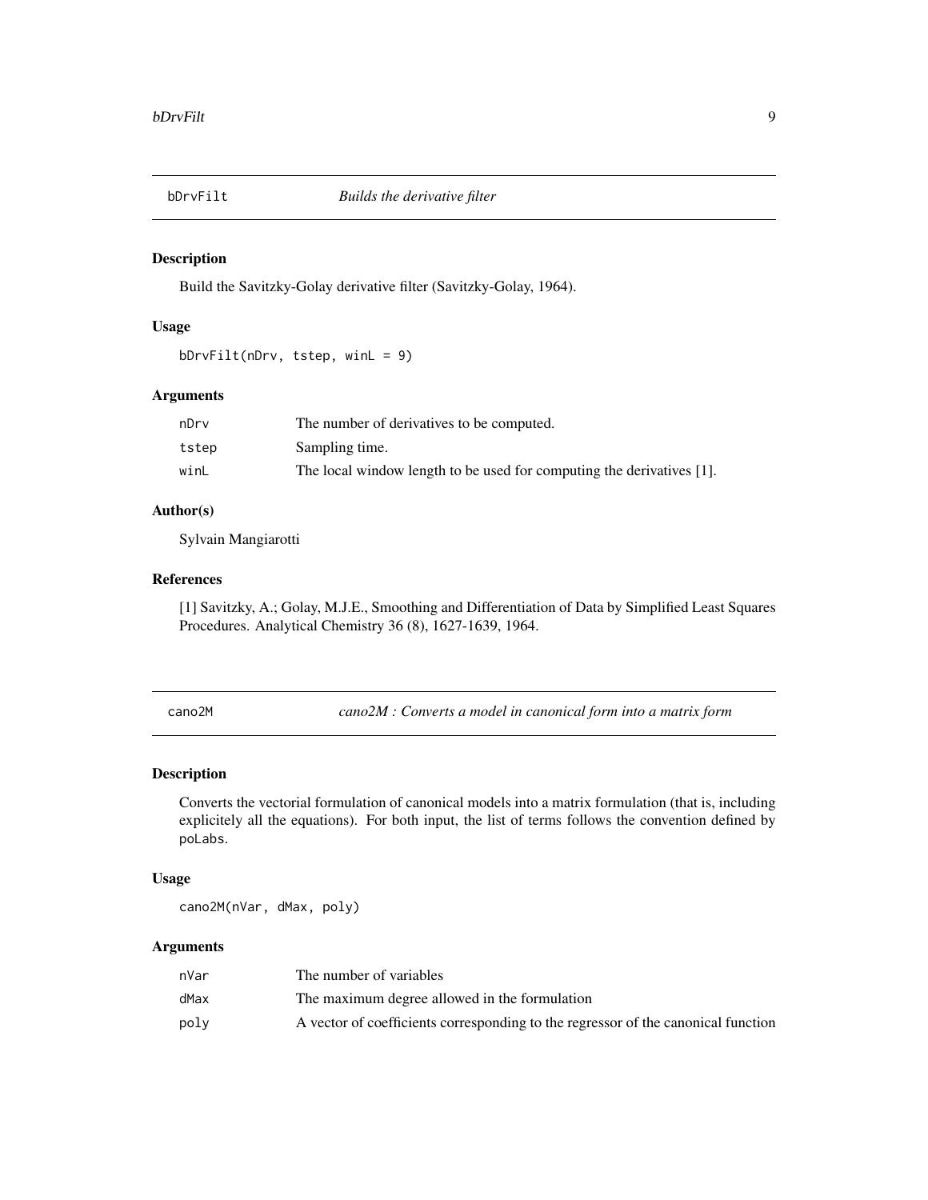## bDrvFilt *Builds the derivative filter*

### Description

Build the Savitzky-Golay derivative filter (Savitzky-Golay, 1964).

### Usage

```
bDrvFilt(nDrv, tstep, winL = 9)
```

### Arguments

| | |
|---|---|
| nDrv | The number of derivatives to be computed. |
| tstep | Sampling time. |
| winL | The local window length to be used for computing the derivatives [1]. |

### Author(s)

Sylvain Mangiarotti

### References

[1] Savitzky, A.; Golay, M.J.E., Smoothing and Differentiation of Data by Simplified Least Squares Procedures. Analytical Chemistry 36 (8), 1627-1639, 1964.

## cano2M *cano2M : Converts a model in canonical form into a matrix form*

### Description

Converts the vectorial formulation of canonical models into a matrix formulation (that is, including explicitely all the equations). For both input, the list of terms follows the convention defined by poLabs.

### Usage

```
cano2M(nVar, dMax, poly)
```

### Arguments

| | |
|---|---|
| nVar | The number of variables |
| dMax | The maximum degree allowed in the formulation |
| poly | A vector of coefficients corresponding to the regressor of the canonical function |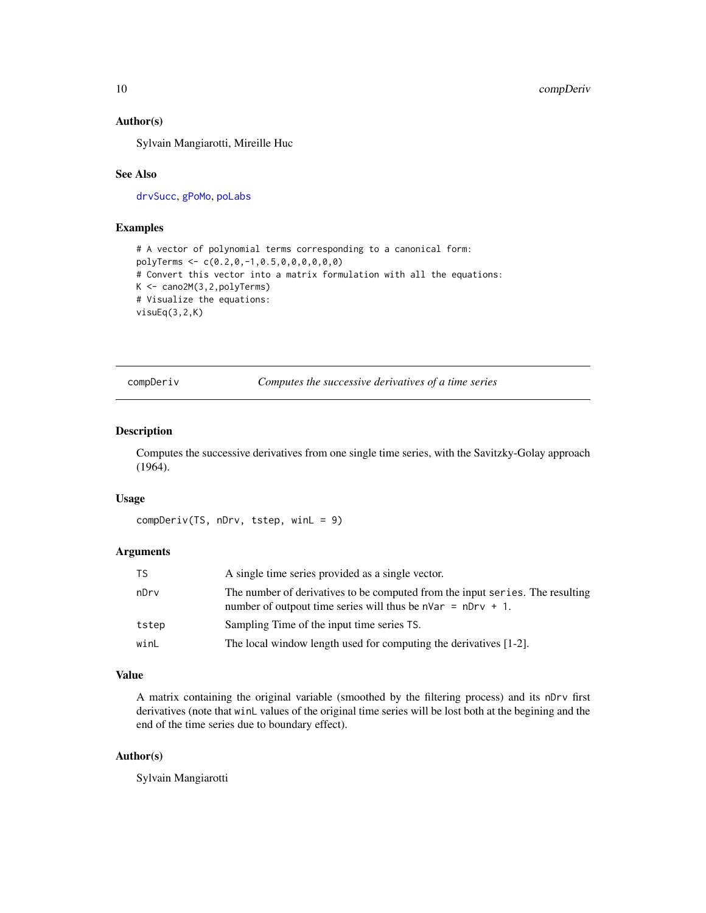### Author(s)

Sylvain Mangiarotti, Mireille Huc

### See Also

drvSucc, gPoMo, poLabs

### Examples

```
# A vector of polynomial terms corresponding to a canonical form:
polyTerms <- c(0.2,0,-1,0.5,0,0,0,0,0,0)
# Convert this vector into a matrix formulation with all the equations:
K <- cano2M(3,2,polyTerms)
# Visualize the equations:
visuEq(3,2,K)
```

---

## compDeriv — *Computes the successive derivatives of a time series*

### Description

Computes the successive derivatives from one single time series, with the Savitzky-Golay approach (1964).

### Usage

```
compDeriv(TS, nDrv, tstep, winL = 9)
```

### Arguments

| | |
|---|---|
| `TS` | A single time series provided as a single vector. |
| `nDrv` | The number of derivatives to be computed from the input `series`. The resulting number of outpout time series will thus be `nVar = nDrv + 1`. |
| `tstep` | Sampling Time of the input time series `TS`. |
| `winL` | The local window length used for computing the derivatives [1-2]. |

### Value

A matrix containing the original variable (smoothed by the filtering process) and its `nDrv` first derivatives (note that `winL` values of the original time series will be lost both at the begining and the end of the time series due to boundary effect).

### Author(s)

Sylvain Mangiarotti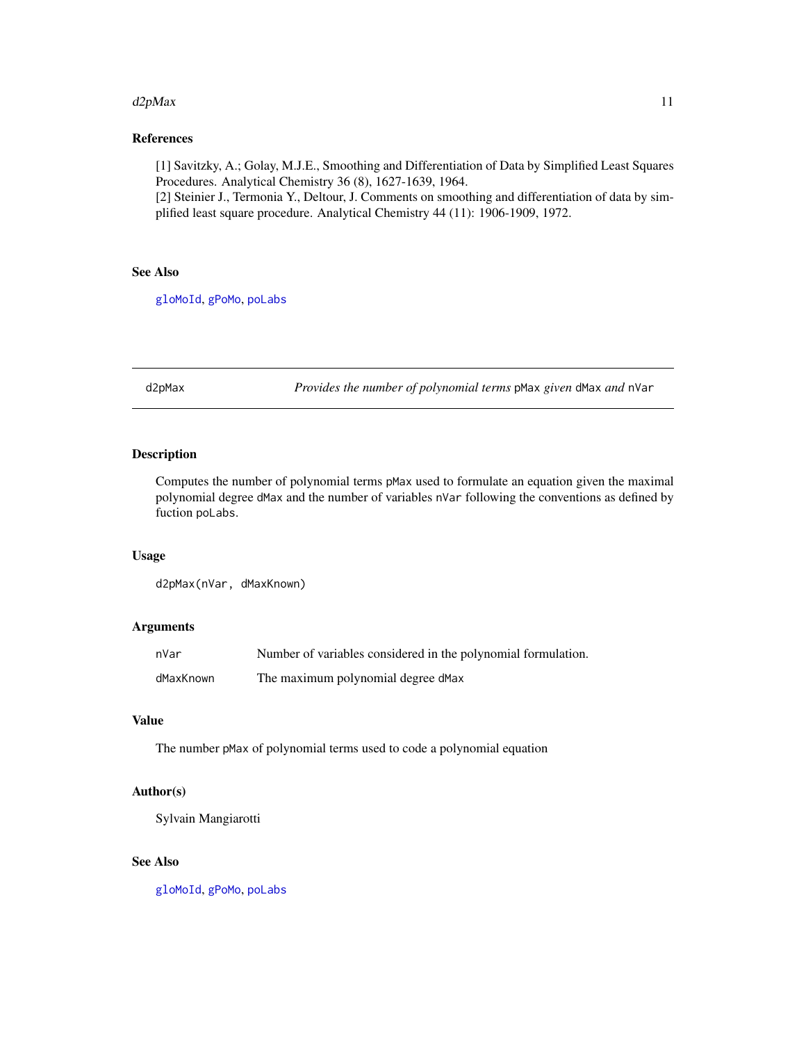### References

[1] Savitzky, A.; Golay, M.J.E., Smoothing and Differentiation of Data by Simplified Least Squares Procedures. Analytical Chemistry 36 (8), 1627-1639, 1964.
[2] Steinier J., Termonia Y., Deltour, J. Comments on smoothing and differentiation of data by simplified least square procedure. Analytical Chemistry 44 (11): 1906-1909, 1972.

### See Also

`gloMoId`, `gPoMo`, `poLabs`

---

## d2pMax — *Provides the number of polynomial terms* `pMax` *given* `dMax` *and* `nVar`

### Description

Computes the number of polynomial terms `pMax` used to formulate an equation given the maximal polynomial degree `dMax` and the number of variables `nVar` following the conventions as defined by fuction `poLabs`.

### Usage

```
d2pMax(nVar, dMaxKnown)
```

### Arguments

| | |
|---|---|
| `nVar` | Number of variables considered in the polynomial formulation. |
| `dMaxKnown` | The maximum polynomial degree `dMax` |

### Value

The number `pMax` of polynomial terms used to code a polynomial equation

### Author(s)

Sylvain Mangiarotti

### See Also

`gloMoId`, `gPoMo`, `poLabs`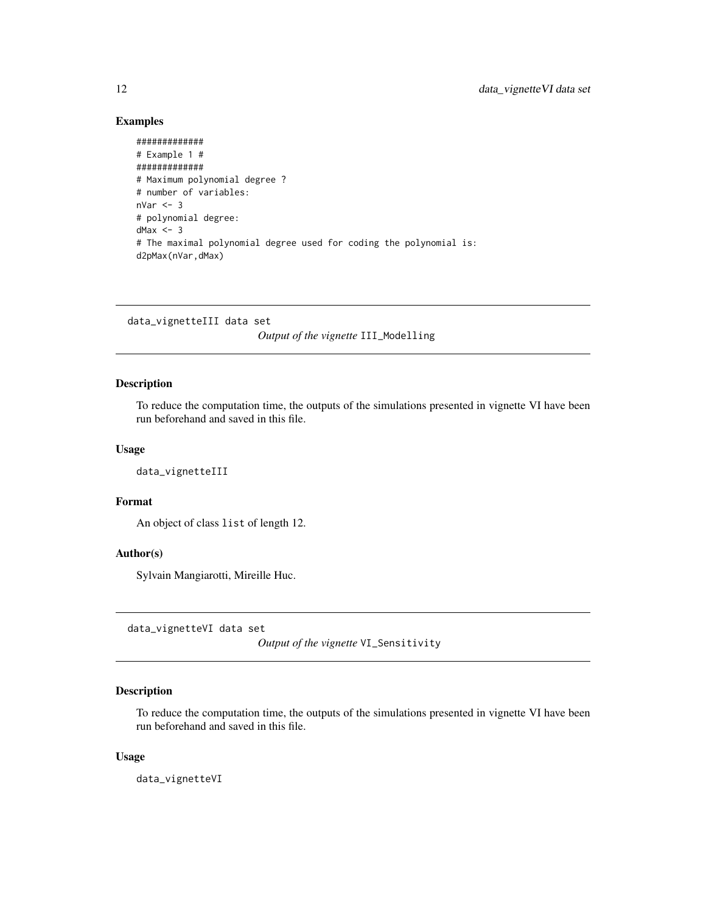## Examples

```
#############
# Example 1 #
#############
# Maximum polynomial degree ?
# number of variables:
nVar <- 3
# polynomial degree:
dMax <- 3
# The maximal polynomial degree used for coding the polynomial is:
d2pMax(nVar,dMax)
```

---

# data_vignetteIII data set — *Output of the vignette* III_Modelling

---

### Description

To reduce the computation time, the outputs of the simulations presented in vignette VI have been run beforehand and saved in this file.

### Usage

```
data_vignetteIII
```

### Format

An object of class `list` of length 12.

### Author(s)

Sylvain Mangiarotti, Mireille Huc.

---

# data_vignetteVI data set — *Output of the vignette* VI_Sensitivity

---

### Description

To reduce the computation time, the outputs of the simulations presented in vignette VI have been run beforehand and saved in this file.

### Usage

```
data_vignetteVI
```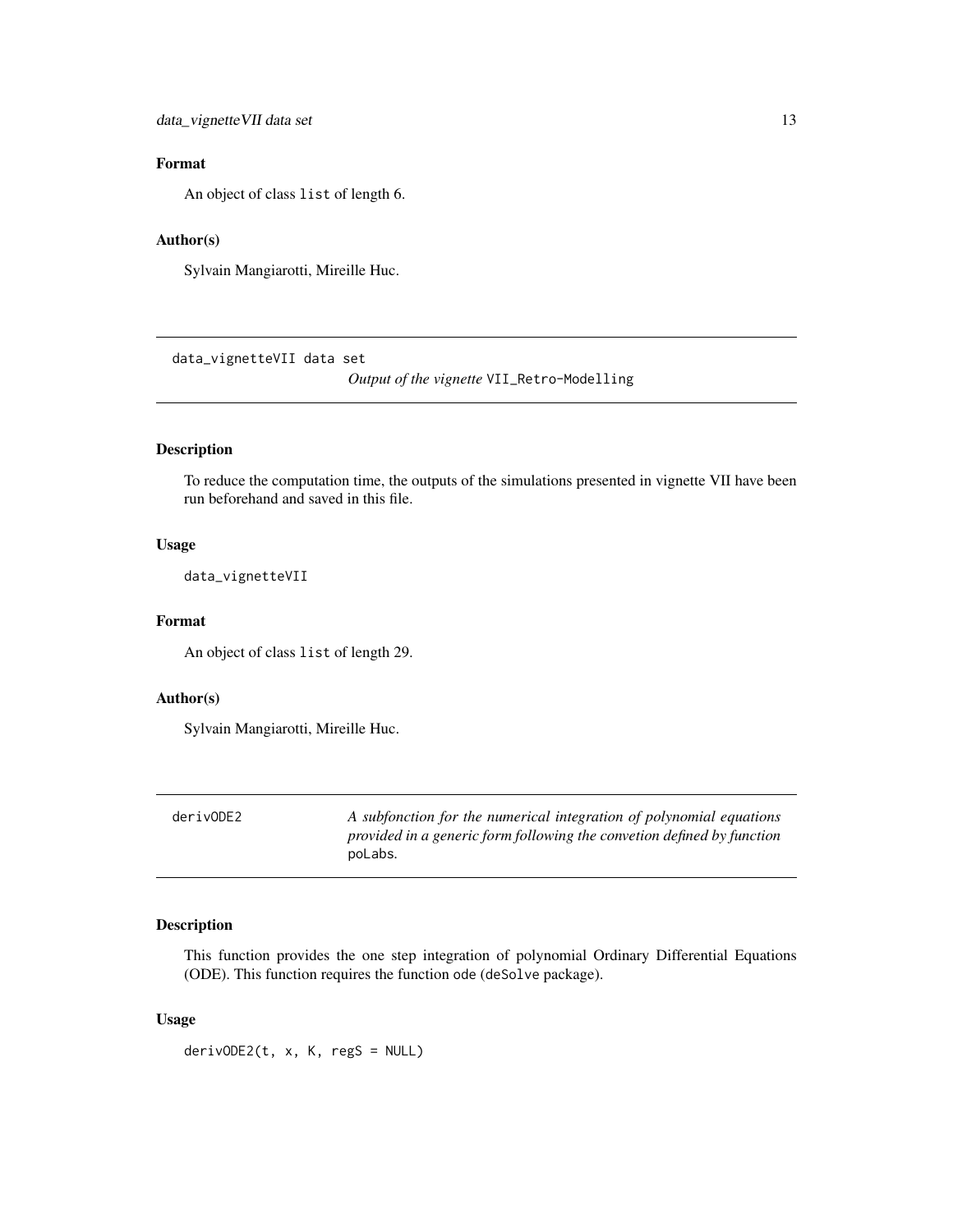### Format

An object of class `list` of length 6.

### Author(s)

Sylvain Mangiarotti, Mireille Huc.

---

## data_vignetteVII data set — *Output of the vignette* `VII_Retro-Modelling`

---

### Description

To reduce the computation time, the outputs of the simulations presented in vignette VII have been run beforehand and saved in this file.

### Usage

```
data_vignetteVII
```

### Format

An object of class `list` of length 29.

### Author(s)

Sylvain Mangiarotti, Mireille Huc.

---

## derivODE2 — *A subfonction for the numerical integration of polynomial equations provided in a generic form following the convetion defined by function* `poLabs`.

---

### Description

This function provides the one step integration of polynomial Ordinary Differential Equations (ODE). This function requires the function `ode` (`deSolve` package).

### Usage

```
derivODE2(t, x, K, regS = NULL)
```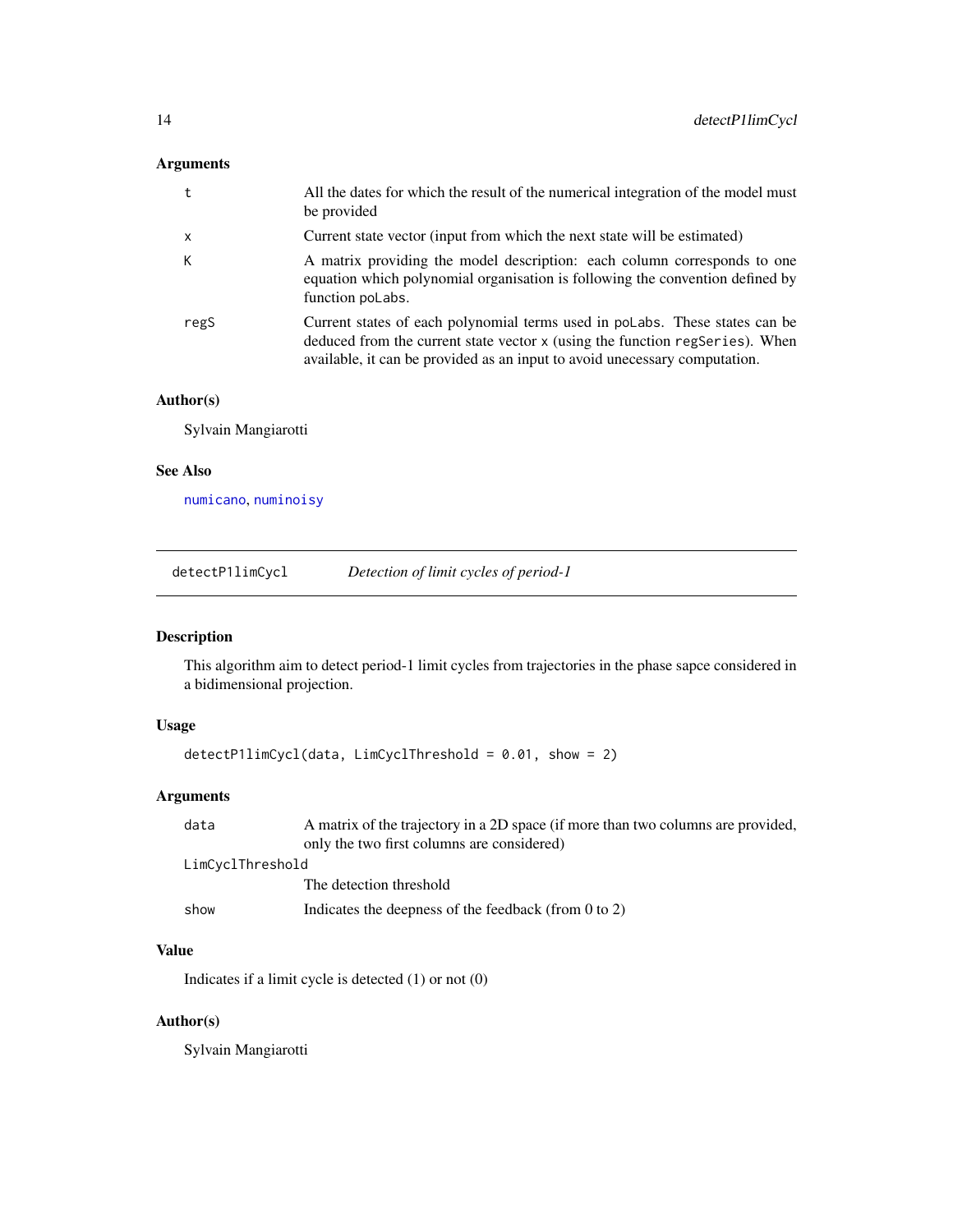### Arguments

| | |
|---|---|
| t | All the dates for which the result of the numerical integration of the model must be provided |
| x | Current state vector (input from which the next state will be estimated) |
| K | A matrix providing the model description: each column corresponds to one equation which polynomial organisation is following the convention defined by function `poLabs`. |
| regS | Current states of each polynomial terms used in `poLabs`. These states can be deduced from the current state vector `x` (using the function `regSeries`). When available, it can be provided as an input to avoid unecessary computation. |

### Author(s)

Sylvain Mangiarotti

### See Also

numicano, numinoisy

---

## detectP1limCycl    *Detection of limit cycles of period-1*

### Description

This algorithm aim to detect period-1 limit cycles from trajectories in the phase sapce considered in a bidimensional projection.

### Usage

```
detectP1limCycl(data, LimCyclThreshold = 0.01, show = 2)
```

### Arguments

| | |
|---|---|
| data | A matrix of the trajectory in a 2D space (if more than two columns are provided, only the two first columns are considered) |
| LimCyclThreshold | The detection threshold |
| show | Indicates the deepness of the feedback (from 0 to 2) |

### Value

Indicates if a limit cycle is detected (1) or not (0)

### Author(s)

Sylvain Mangiarotti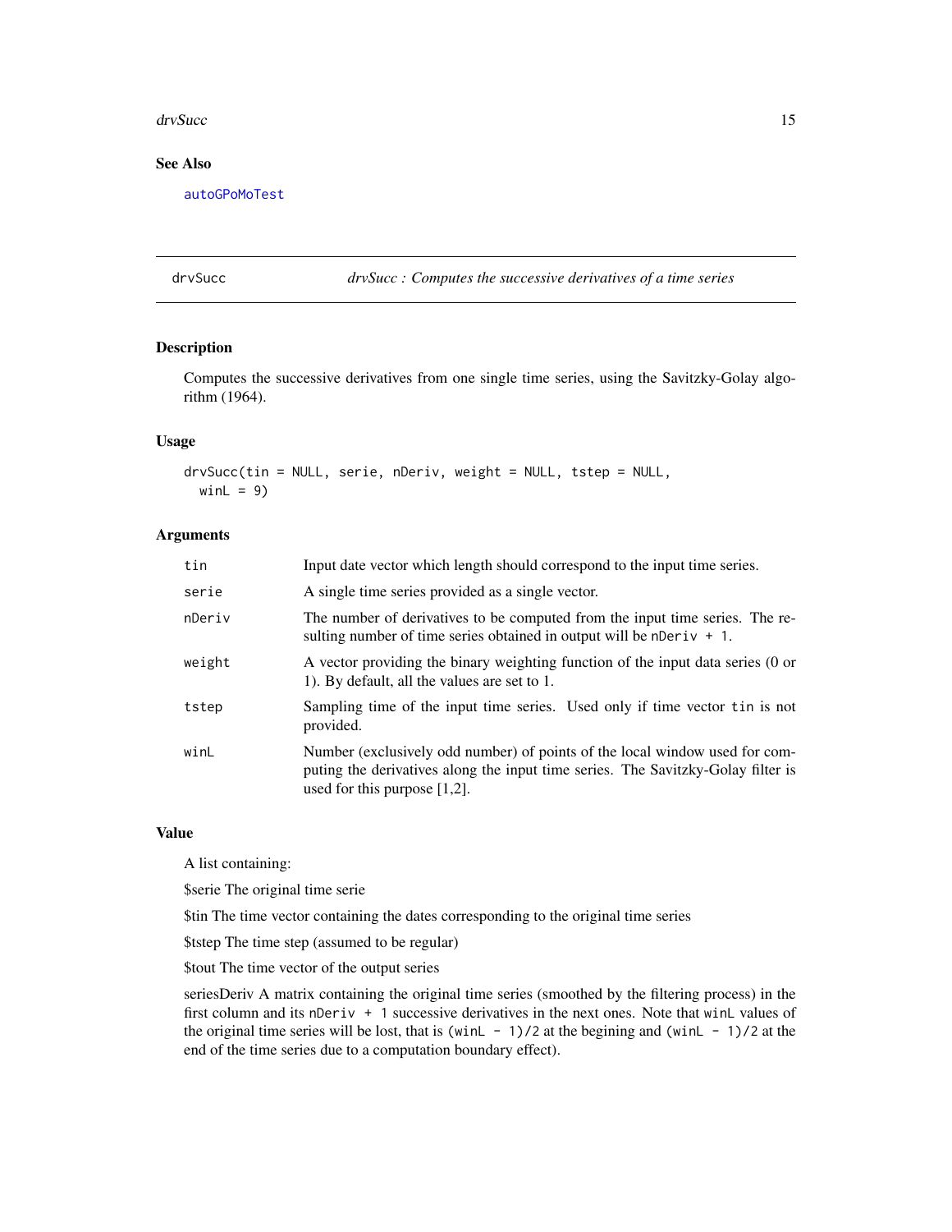## See Also

autoGPoMoTest

---

# drvSucc — *drvSucc : Computes the successive derivatives of a time series*

## Description

Computes the successive derivatives from one single time series, using the Savitzky-Golay algorithm (1964).

## Usage

```
drvSucc(tin = NULL, serie, nDeriv, weight = NULL, tstep = NULL,
  winL = 9)
```

## Arguments

| | |
|---|---|
| tin | Input date vector which length should correspond to the input time series. |
| serie | A single time series provided as a single vector. |
| nDeriv | The number of derivatives to be computed from the input time series. The resulting number of time series obtained in output will be `nDeriv + 1`. |
| weight | A vector providing the binary weighting function of the input data series (0 or 1). By default, all the values are set to 1. |
| tstep | Sampling time of the input time series. Used only if time vector `tin` is not provided. |
| winL | Number (exclusively odd number) of points of the local window used for computing the derivatives along the input time series. The Savitzky-Golay filter is used for this purpose [1,2]. |

## Value

A list containing:

$serie The original time serie

$tin The time vector containing the dates corresponding to the original time series

$tstep The time step (assumed to be regular)

$tout The time vector of the output series

seriesDeriv A matrix containing the original time series (smoothed by the filtering process) in the first column and its `nDeriv + 1` successive derivatives in the next ones. Note that `winL` values of the original time series will be lost, that is `(winL - 1)/2` at the begining and `(winL - 1)/2` at the end of the time series due to a computation boundary effect).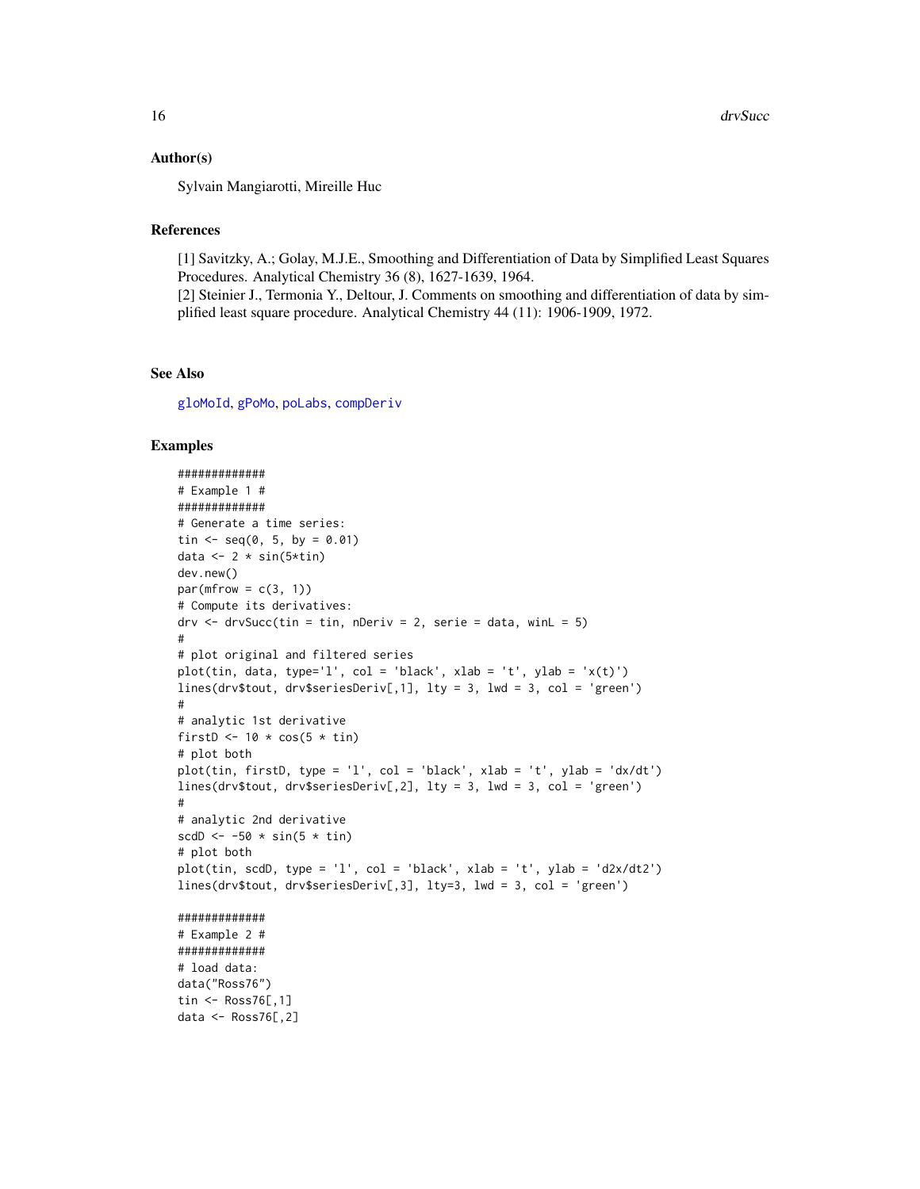## Author(s)

Sylvain Mangiarotti, Mireille Huc

## References

[1] Savitzky, A.; Golay, M.J.E., Smoothing and Differentiation of Data by Simplified Least Squares Procedures. Analytical Chemistry 36 (8), 1627-1639, 1964.
[2] Steinier J., Termonia Y., Deltour, J. Comments on smoothing and differentiation of data by simplified least square procedure. Analytical Chemistry 44 (11): 1906-1909, 1972.

## See Also

gloMoId, gPoMo, poLabs, compDeriv

## Examples

```
#############
# Example 1 #
#############
# Generate a time series:
tin <- seq(0, 5, by = 0.01)
data <- 2 * sin(5*tin)
dev.new()
par(mfrow = c(3, 1))
# Compute its derivatives:
drv <- drvSucc(tin = tin, nDeriv = 2, serie = data, winL = 5)
#
# plot original and filtered series
plot(tin, data, type='l', col = 'black', xlab = 't', ylab = 'x(t)')
lines(drv$tout, drv$seriesDeriv[,1], lty = 3, lwd = 3, col = 'green')
#
# analytic 1st derivative
firstD <- 10 * cos(5 * tin)
# plot both
plot(tin, firstD, type = 'l', col = 'black', xlab = 't', ylab = 'dx/dt')
lines(drv$tout, drv$seriesDeriv[,2], lty = 3, lwd = 3, col = 'green')
#
# analytic 2nd derivative
scdD <- -50 * sin(5 * tin)
# plot both
plot(tin, scdD, type = 'l', col = 'black', xlab = 't', ylab = 'd2x/dt2')
lines(drv$tout, drv$seriesDeriv[,3], lty=3, lwd = 3, col = 'green')

#############
# Example 2 #
#############
# load data:
data("Ross76")
tin <- Ross76[,1]
data <- Ross76[,2]
```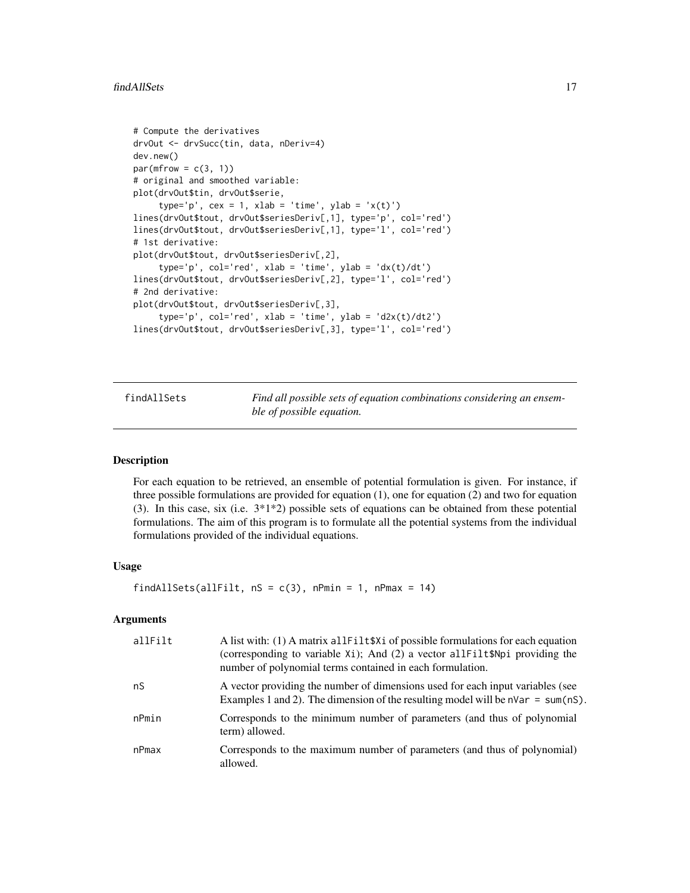```
# Compute the derivatives
drvOut <- drvSucc(tin, data, nDeriv=4)
dev.new()
par(mfrow = c(3, 1))
# original and smoothed variable:
plot(drvOut$tin, drvOut$serie,
     type='p', cex = 1, xlab = 'time', ylab = 'x(t)')
lines(drvOut$tout, drvOut$seriesDeriv[,1], type='p', col='red')
lines(drvOut$tout, drvOut$seriesDeriv[,1], type='l', col='red')
# 1st derivative:
plot(drvOut$tout, drvOut$seriesDeriv[,2],
     type='p', col='red', xlab = 'time', ylab = 'dx(t)/dt')
lines(drvOut$tout, drvOut$seriesDeriv[,2], type='l', col='red')
# 2nd derivative:
plot(drvOut$tout, drvOut$seriesDeriv[,3],
     type='p', col='red', xlab = 'time', ylab = 'd2x(t)/dt2')
lines(drvOut$tout, drvOut$seriesDeriv[,3], type='l', col='red')
```

---

## findAllSets — *Find all possible sets of equation combinations considering an ensemble of possible equation.*

### Description

For each equation to be retrieved, an ensemble of potential formulation is given. For instance, if three possible formulations are provided for equation (1), one for equation (2) and two for equation (3). In this case, six (i.e. 3*1*2) possible sets of equations can be obtained from these potential formulations. The aim of this program is to formulate all the potential systems from the individual formulations provided of the individual equations.

### Usage

```
findAllSets(allFilt, nS = c(3), nPmin = 1, nPmax = 14)
```

### Arguments

| | |
|---|---|
| `allFilt` | A list with: (1) A matrix `allFilt$Xi` of possible formulations for each equation (corresponding to variable `Xi`); And (2) a vector `allFilt$Npi` providing the number of polynomial terms contained in each formulation. |
| `nS` | A vector providing the number of dimensions used for each input variables (see Examples 1 and 2). The dimension of the resulting model will be `nVar = sum(nS)`. |
| `nPmin` | Corresponds to the minimum number of parameters (and thus of polynomial term) allowed. |
| `nPmax` | Corresponds to the maximum number of parameters (and thus of polynomial) allowed. |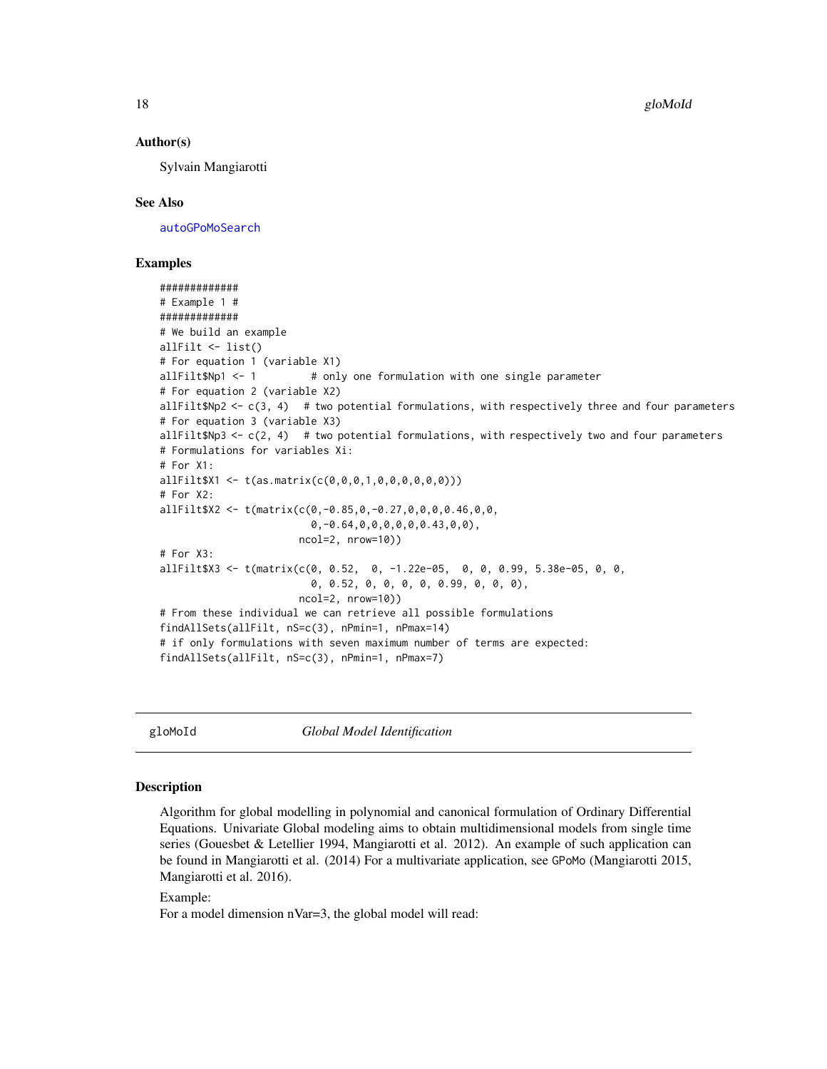### Author(s)

Sylvain Mangiarotti

### See Also

autoGPoMoSearch

### Examples

```
#############
# Example 1 #
#############
# We build an example
allFilt <- list()
# For equation 1 (variable X1)
allFilt$Np1 <- 1         # only one formulation with one single parameter
# For equation 2 (variable X2)
allFilt$Np2 <- c(3, 4)  # two potential formulations, with respectively three and four parameters
# For equation 3 (variable X3)
allFilt$Np3 <- c(2, 4)  # two potential formulations, with respectively two and four parameters
# Formulations for variables Xi:
# For X1:
allFilt$X1 <- t(as.matrix(c(0,0,0,1,0,0,0,0,0,0)))
# For X2:
allFilt$X2 <- t(matrix(c(0,-0.85,0,-0.27,0,0,0,0.46,0,0,
                         0,-0.64,0,0,0,0,0,0.43,0,0),
                       ncol=2, nrow=10))
# For X3:
allFilt$X3 <- t(matrix(c(0, 0.52,  0, -1.22e-05,  0, 0, 0.99, 5.38e-05, 0, 0,
                         0, 0.52, 0, 0, 0, 0, 0.99, 0, 0, 0),
                       ncol=2, nrow=10))
# From these individual we can retrieve all possible formulations
findAllSets(allFilt, nS=c(3), nPmin=1, nPmax=14)
# if only formulations with seven maximum number of terms are expected:
findAllSets(allFilt, nS=c(3), nPmin=1, nPmax=7)
```

---

## gloMoId — *Global Model Identification*

### Description

Algorithm for global modelling in polynomial and canonical formulation of Ordinary Differential Equations. Univariate Global modeling aims to obtain multidimensional models from single time series (Gouesbet & Letellier 1994, Mangiarotti et al. 2012). An example of such application can be found in Mangiarotti et al. (2014) For a multivariate application, see GPoMo (Mangiarotti 2015, Mangiarotti et al. 2016).

Example:
For a model dimension nVar=3, the global model will read: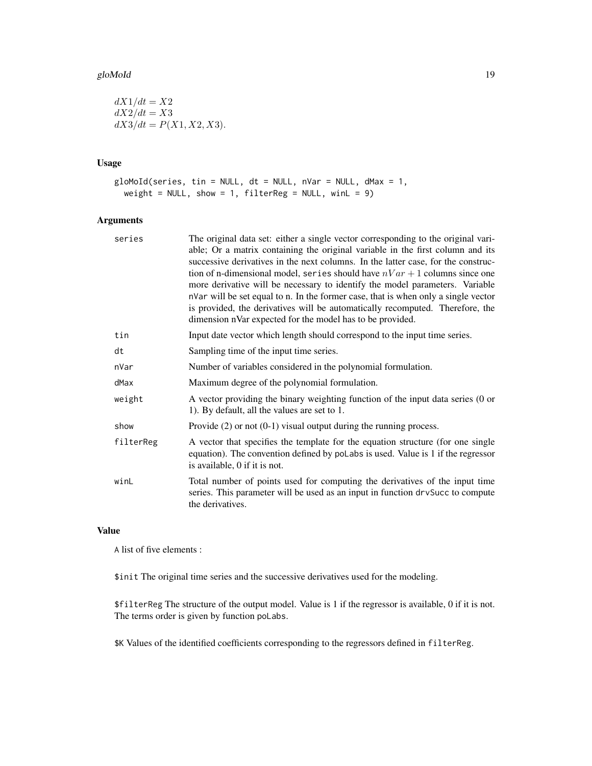$$dX1/dt = X2$$
$$dX2/dt = X3$$
$$dX3/dt = P(X1, X2, X3).$$

### Usage

```
gloMoId(series, tin = NULL, dt = NULL, nVar = NULL, dMax = 1,
  weight = NULL, show = 1, filterReg = NULL, winL = 9)
```

### Arguments

| | |
|---|---|
| series | The original data set: either a single vector corresponding to the original variable; Or a matrix containing the original variable in the first column and its successive derivatives in the next columns. In the latter case, for the construction of n-dimensional model, series should have $nVar + 1$ columns since one more derivative will be necessary to identify the model parameters. Variable nVar will be set equal to n. In the former case, that is when only a single vector is provided, the derivatives will be automatically recomputed. Therefore, the dimension nVar expected for the model has to be provided. |
| tin | Input date vector which length should correspond to the input time series. |
| dt | Sampling time of the input time series. |
| nVar | Number of variables considered in the polynomial formulation. |
| dMax | Maximum degree of the polynomial formulation. |
| weight | A vector providing the binary weighting function of the input data series (0 or 1). By default, all the values are set to 1. |
| show | Provide (2) or not (0-1) visual output during the running process. |
| filterReg | A vector that specifies the template for the equation structure (for one single equation). The convention defined by poLabs is used. Value is 1 if the regressor is available, 0 if it is not. |
| winL | Total number of points used for computing the derivatives of the input time series. This parameter will be used as an input in function drvSucc to compute the derivatives. |

### Value

A list of five elements :

$init The original time series and the successive derivatives used for the modeling.

$filterReg The structure of the output model. Value is 1 if the regressor is available, 0 if it is not. The terms order is given by function poLabs.

$K Values of the identified coefficients corresponding to the regressors defined in filterReg.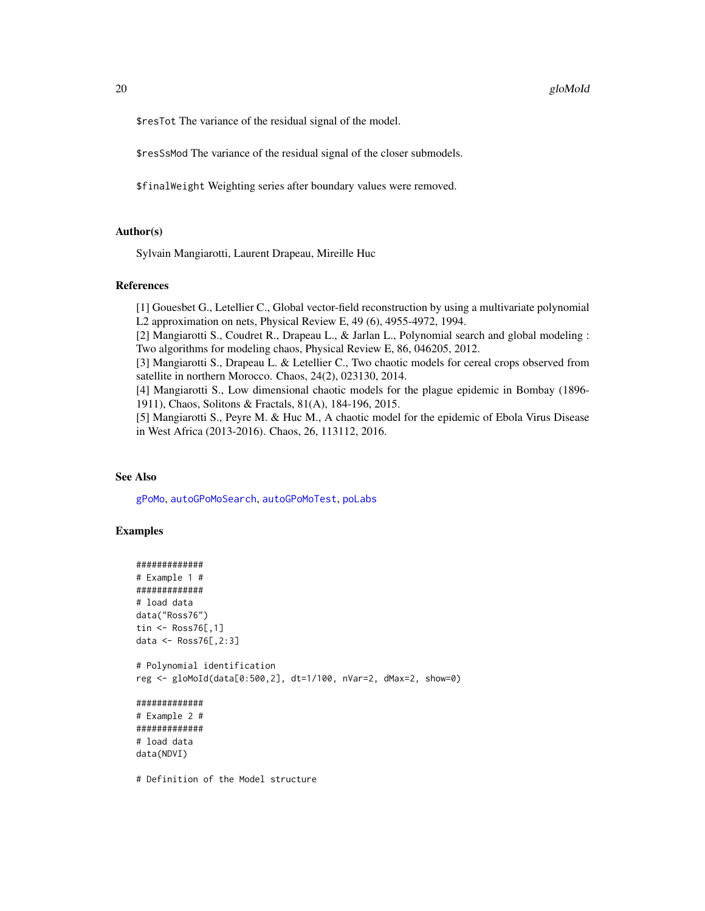$resTot The variance of the residual signal of the model.

$resSsMod The variance of the residual signal of the closer submodels.

$finalWeight Weighting series after boundary values were removed.

## Author(s)

Sylvain Mangiarotti, Laurent Drapeau, Mireille Huc

## References

[1] Gouesbet G., Letellier C., Global vector-field reconstruction by using a multivariate polynomial L2 approximation on nets, Physical Review E, 49 (6), 4955-4972, 1994.
[2] Mangiarotti S., Coudret R., Drapeau L., & Jarlan L., Polynomial search and global modeling : Two algorithms for modeling chaos, Physical Review E, 86, 046205, 2012.
[3] Mangiarotti S., Drapeau L. & Letellier C., Two chaotic models for cereal crops observed from satellite in northern Morocco. Chaos, 24(2), 023130, 2014.
[4] Mangiarotti S., Low dimensional chaotic models for the plague epidemic in Bombay (1896-1911), Chaos, Solitons & Fractals, 81(A), 184-196, 2015.
[5] Mangiarotti S., Peyre M. & Huc M., A chaotic model for the epidemic of Ebola Virus Disease in West Africa (2013-2016). Chaos, 26, 113112, 2016.

## See Also

gPoMo, autoGPoMoSearch, autoGPoMoTest, poLabs

## Examples

```
#############
# Example 1 #
#############
# load data
data("Ross76")
tin <- Ross76[,1]
data <- Ross76[,2:3]

# Polynomial identification
reg <- gloMoId(data[0:500,2], dt=1/100, nVar=2, dMax=2, show=0)

#############
# Example 2 #
#############
# load data
data(NDVI)

# Definition of the Model structure
```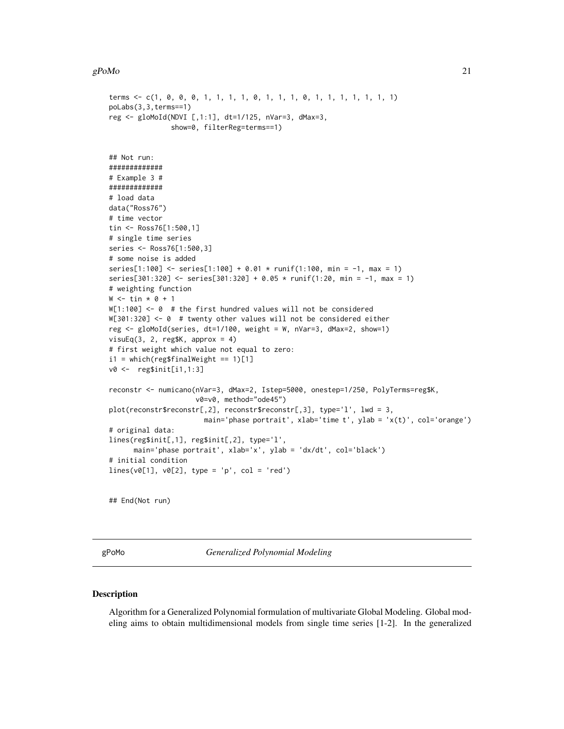```
terms <- c(1, 0, 0, 0, 1, 1, 1, 1, 0, 1, 1, 1, 0, 1, 1, 1, 1, 1, 1, 1)
poLabs(3,3,terms==1)
reg <- gloMoId(NDVI [,1:1], dt=1/125, nVar=3, dMax=3,
               show=0, filterReg=terms==1)


## Not run:
#############
# Example 3 #
#############
# load data
data("Ross76")
# time vector
tin <- Ross76[1:500,1]
# single time series
series <- Ross76[1:500,3]
# some noise is added
series[1:100] <- series[1:100] + 0.01 * runif(1:100, min = -1, max = 1)
series[301:320] <- series[301:320] + 0.05 * runif(1:20, min = -1, max = 1)
# weighting function
W <- tin * 0 + 1
W[1:100] <- 0  # the first hundred values will not be considered
W[301:320] <- 0  # twenty other values will not be considered either
reg <- gloMoId(series, dt=1/100, weight = W, nVar=3, dMax=2, show=1)
visuEq(3, 2, reg$K, approx = 4)
# first weight which value not equal to zero:
i1 = which(reg$finalWeight == 1)[1]
v0 <-  reg$init[i1,1:3]

reconstr <- numicano(nVar=3, dMax=2, Istep=5000, onestep=1/250, PolyTerms=reg$K,
                     v0=v0, method="ode45")
plot(reconstr$reconstr[,2], reconstr$reconstr[,3], type='l', lwd = 3,
                       main='phase portrait', xlab='time t', ylab = 'x(t)', col='orange')
# original data:
lines(reg$init[,1], reg$init[,2], type='l',
      main='phase portrait', xlab='x', ylab = 'dx/dt', col='black')
# initial condition
lines(v0[1], v0[2], type = 'p', col = 'red')


## End(Not run)
```

---

gPoMo *Generalized Polynomial Modeling*

---

## Description

Algorithm for a Generalized Polynomial formulation of multivariate Global Modeling. Global modeling aims to obtain multidimensional models from single time series [1-2]. In the generalized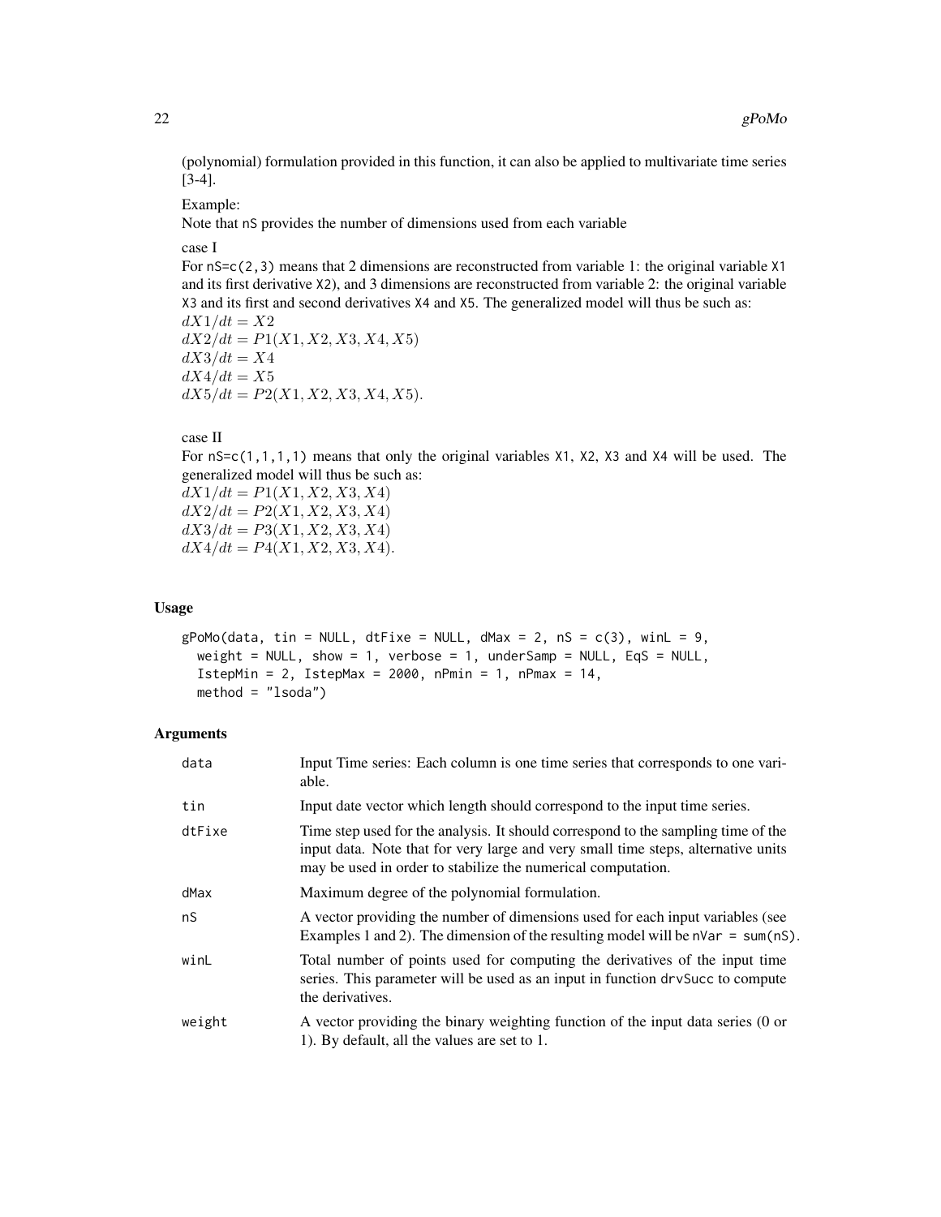(polynomial) formulation provided in this function, it can also be applied to multivariate time series [3-4].

Example:
Note that `nS` provides the number of dimensions used from each variable

case I
For `nS=c(2,3)` means that 2 dimensions are reconstructed from variable 1: the original variable `X1` and its first derivative `X2`), and 3 dimensions are reconstructed from variable 2: the original variable `X3` and its first and second derivatives `X4` and `X5`. The generalized model will thus be such as:
$dX1/dt = X2$
$dX2/dt = P1(X1, X2, X3, X4, X5)$
$dX3/dt = X4$
$dX4/dt = X5$
$dX5/dt = P2(X1, X2, X3, X4, X5)$.

case II
For `nS=c(1,1,1,1)` means that only the original variables `X1`, `X2`, `X3` and `X4` will be used. The generalized model will thus be such as:
$dX1/dt = P1(X1, X2, X3, X4)$
$dX2/dt = P2(X1, X2, X3, X4)$
$dX3/dt = P3(X1, X2, X3, X4)$
$dX4/dt = P4(X1, X2, X3, X4)$.

### Usage

```
gPoMo(data, tin = NULL, dtFixe = NULL, dMax = 2, nS = c(3), winL = 9,
  weight = NULL, show = 1, verbose = 1, underSamp = NULL, EqS = NULL,
  IstepMin = 2, IstepMax = 2000, nPmin = 1, nPmax = 14,
  method = "lsoda")
```

### Arguments

| | |
|---|---|
| `data` | Input Time series: Each column is one time series that corresponds to one variable. |
| `tin` | Input date vector which length should correspond to the input time series. |
| `dtFixe` | Time step used for the analysis. It should correspond to the sampling time of the input data. Note that for very large and very small time steps, alternative units may be used in order to stabilize the numerical computation. |
| `dMax` | Maximum degree of the polynomial formulation. |
| `nS` | A vector providing the number of dimensions used for each input variables (see Examples 1 and 2). The dimension of the resulting model will be `nVar = sum(nS)`. |
| `winL` | Total number of points used for computing the derivatives of the input time series. This parameter will be used as an input in function `drvSucc` to compute the derivatives. |
| `weight` | A vector providing the binary weighting function of the input data series (0 or 1). By default, all the values are set to 1. |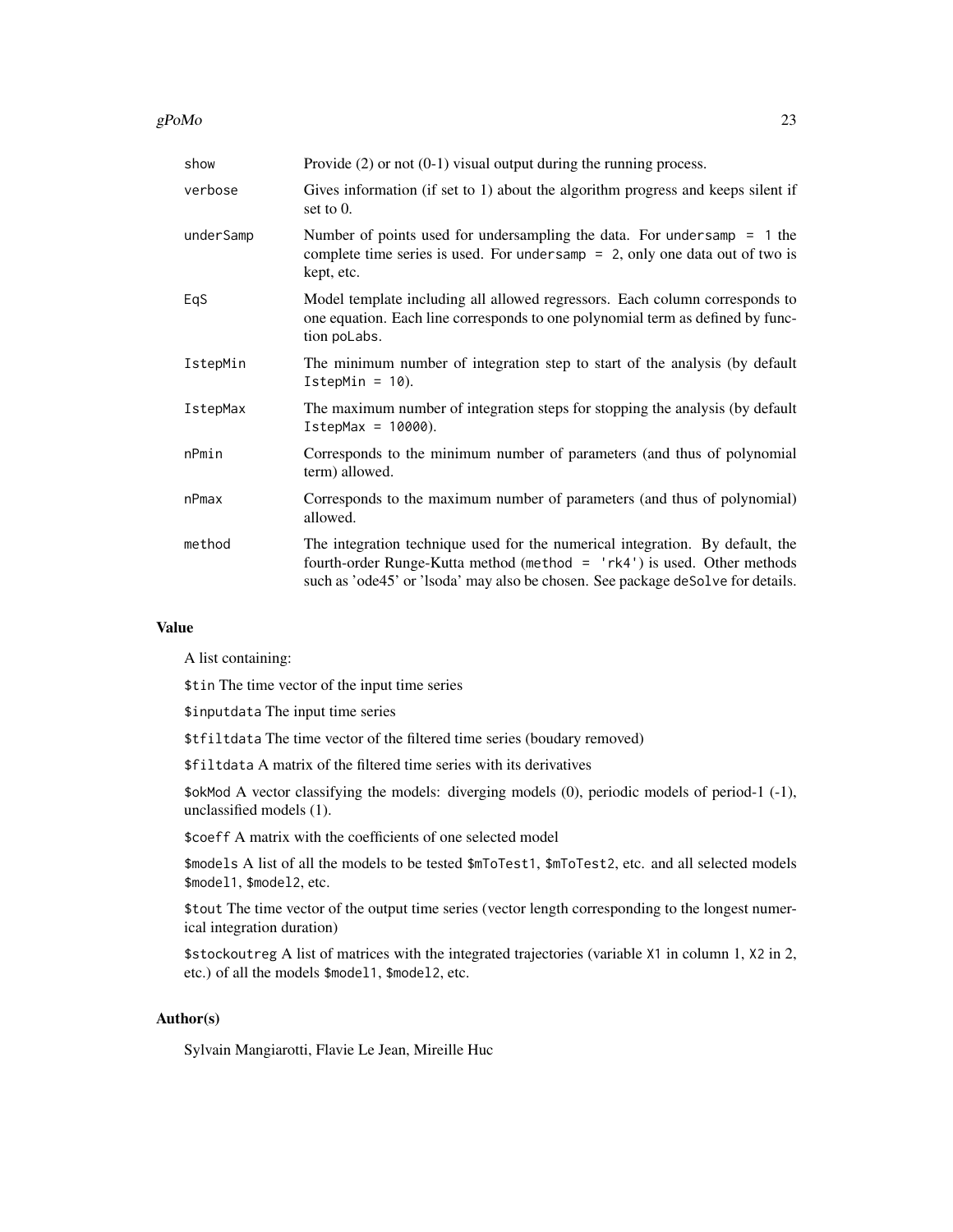| | |
|---|---|
| `show` | Provide (2) or not (0-1) visual output during the running process. |
| `verbose` | Gives information (if set to 1) about the algorithm progress and keeps silent if set to 0. |
| `underSamp` | Number of points used for undersampling the data. For `undersamp = 1` the complete time series is used. For `undersamp = 2`, only one data out of two is kept, etc. |
| `EqS` | Model template including all allowed regressors. Each column corresponds to one equation. Each line corresponds to one polynomial term as defined by function `poLabs`. |
| `IstepMin` | The minimum number of integration step to start of the analysis (by default `IstepMin = 10`). |
| `IstepMax` | The maximum number of integration steps for stopping the analysis (by default `IstepMax = 10000`). |
| `nPmin` | Corresponds to the minimum number of parameters (and thus of polynomial term) allowed. |
| `nPmax` | Corresponds to the maximum number of parameters (and thus of polynomial) allowed. |
| `method` | The integration technique used for the numerical integration. By default, the fourth-order Runge-Kutta method (`method = 'rk4'`) is used. Other methods such as 'ode45' or 'lsoda' may also be chosen. See package `deSolve` for details. |

## Value

A list containing:

`$tin` The time vector of the input time series

`$inputdata` The input time series

`$tfiltdata` The time vector of the filtered time series (boudary removed)

`$filtdata` A matrix of the filtered time series with its derivatives

`$okMod` A vector classifying the models: diverging models (0), periodic models of period-1 (-1), unclassified models (1).

`$coeff` A matrix with the coefficients of one selected model

`$models` A list of all the models to be tested `$mToTest1`, `$mToTest2`, etc. and all selected models `$model1`, `$model2`, etc.

`$tout` The time vector of the output time series (vector length corresponding to the longest numerical integration duration)

`$stockoutreg` A list of matrices with the integrated trajectories (variable `X1` in column 1, `X2` in 2, etc.) of all the models `$model1`, `$model2`, etc.

## Author(s)

Sylvain Mangiarotti, Flavie Le Jean, Mireille Huc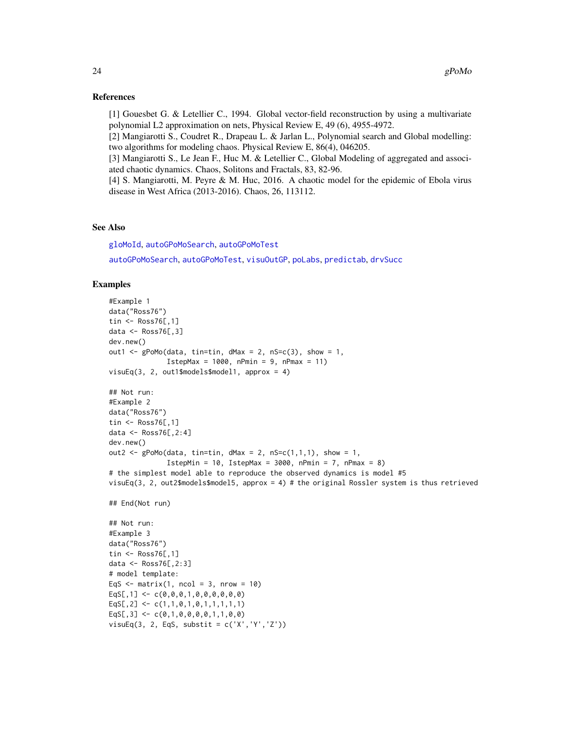## References

[1] Gouesbet G. & Letellier C., 1994. Global vector-field reconstruction by using a multivariate polynomial L2 approximation on nets, Physical Review E, 49 (6), 4955-4972.
[2] Mangiarotti S., Coudret R., Drapeau L. & Jarlan L., Polynomial search and Global modelling: two algorithms for modeling chaos. Physical Review E, 86(4), 046205.
[3] Mangiarotti S., Le Jean F., Huc M. & Letellier C., Global Modeling of aggregated and associated chaotic dynamics. Chaos, Solitons and Fractals, 83, 82-96.
[4] S. Mangiarotti, M. Peyre & M. Huc, 2016. A chaotic model for the epidemic of Ebola virus disease in West Africa (2013-2016). Chaos, 26, 113112.

## See Also

gloMoId, autoGPoMoSearch, autoGPoMoTest

autoGPoMoSearch, autoGPoMoTest, visuOutGP, poLabs, predictab, drvSucc

## Examples

```
#Example 1
data("Ross76")
tin <- Ross76[,1]
data <- Ross76[,3]
dev.new()
out1 <- gPoMo(data, tin=tin, dMax = 2, nS=c(3), show = 1,
              IstepMax = 1000, nPmin = 9, nPmax = 11)
visuEq(3, 2, out1$models$model1, approx = 4)

## Not run:
#Example 2
data("Ross76")
tin <- Ross76[,1]
data <- Ross76[,2:4]
dev.new()
out2 <- gPoMo(data, tin=tin, dMax = 2, nS=c(1,1,1), show = 1,
              IstepMin = 10, IstepMax = 3000, nPmin = 7, nPmax = 8)
# the simplest model able to reproduce the observed dynamics is model #5
visuEq(3, 2, out2$models$model5, approx = 4) # the original Rossler system is thus retrieved

## End(Not run)

## Not run:
#Example 3
data("Ross76")
tin <- Ross76[,1]
data <- Ross76[,2:3]
# model template:
EqS <- matrix(1, ncol = 3, nrow = 10)
EqS[,1] <- c(0,0,0,1,0,0,0,0,0,0)
EqS[,2] <- c(1,1,0,1,0,1,1,1,1,1)
EqS[,3] <- c(0,1,0,0,0,0,1,1,0,0)
visuEq(3, 2, EqS, substit = c('X','Y','Z'))
```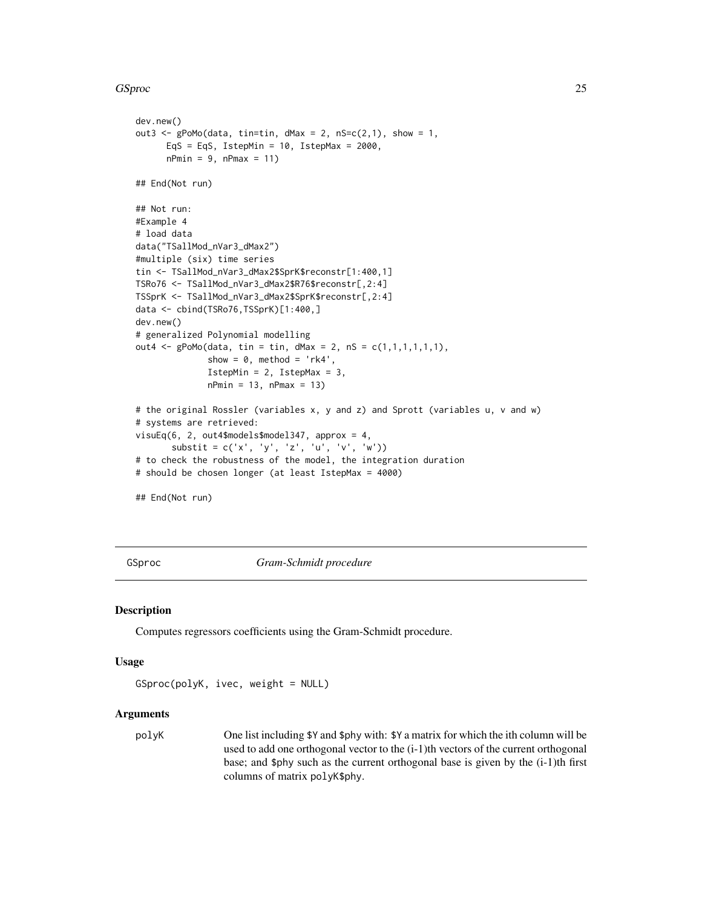```
dev.new()
out3 <- gPoMo(data, tin=tin, dMax = 2, nS=c(2,1), show = 1,
      EqS = EqS, IstepMin = 10, IstepMax = 2000,
      nPmin = 9, nPmax = 11)

## End(Not run)

## Not run:
#Example 4
# load data
data("TSallMod_nVar3_dMax2")
#multiple (six) time series
tin <- TSallMod_nVar3_dMax2$SprK$reconstr[1:400,1]
TSRo76 <- TSallMod_nVar3_dMax2$R76$reconstr[,2:4]
TSSprK <- TSallMod_nVar3_dMax2$SprK$reconstr[,2:4]
data <- cbind(TSRo76,TSSprK)[1:400,]
dev.new()
# generalized Polynomial modelling
out4 <- gPoMo(data, tin = tin, dMax = 2, nS = c(1,1,1,1,1,1),
              show = 0, method = 'rk4',
              IstepMin = 2, IstepMax = 3,
              nPmin = 13, nPmax = 13)

# the original Rossler (variables x, y and z) and Sprott (variables u, v and w)
# systems are retrieved:
visuEq(6, 2, out4$models$model347, approx = 4,
       substit = c('x', 'y', 'z', 'u', 'v', 'w'))
# to check the robustness of the model, the integration duration
# should be chosen longer (at least IstepMax = 4000)

## End(Not run)
```

## GSproc — *Gram-Schmidt procedure*

### Description

Computes regressors coefficients using the Gram-Schmidt procedure.

### Usage

```
GSproc(polyK, ivec, weight = NULL)
```

### Arguments

polyK
: One list including $Y and $phy with: $Y a matrix for which the ith column will be used to add one orthogonal vector to the (i-1)th vectors of the current orthogonal base; and $phy such as the current orthogonal base is given by the (i-1)th first columns of matrix `polyK$phy`.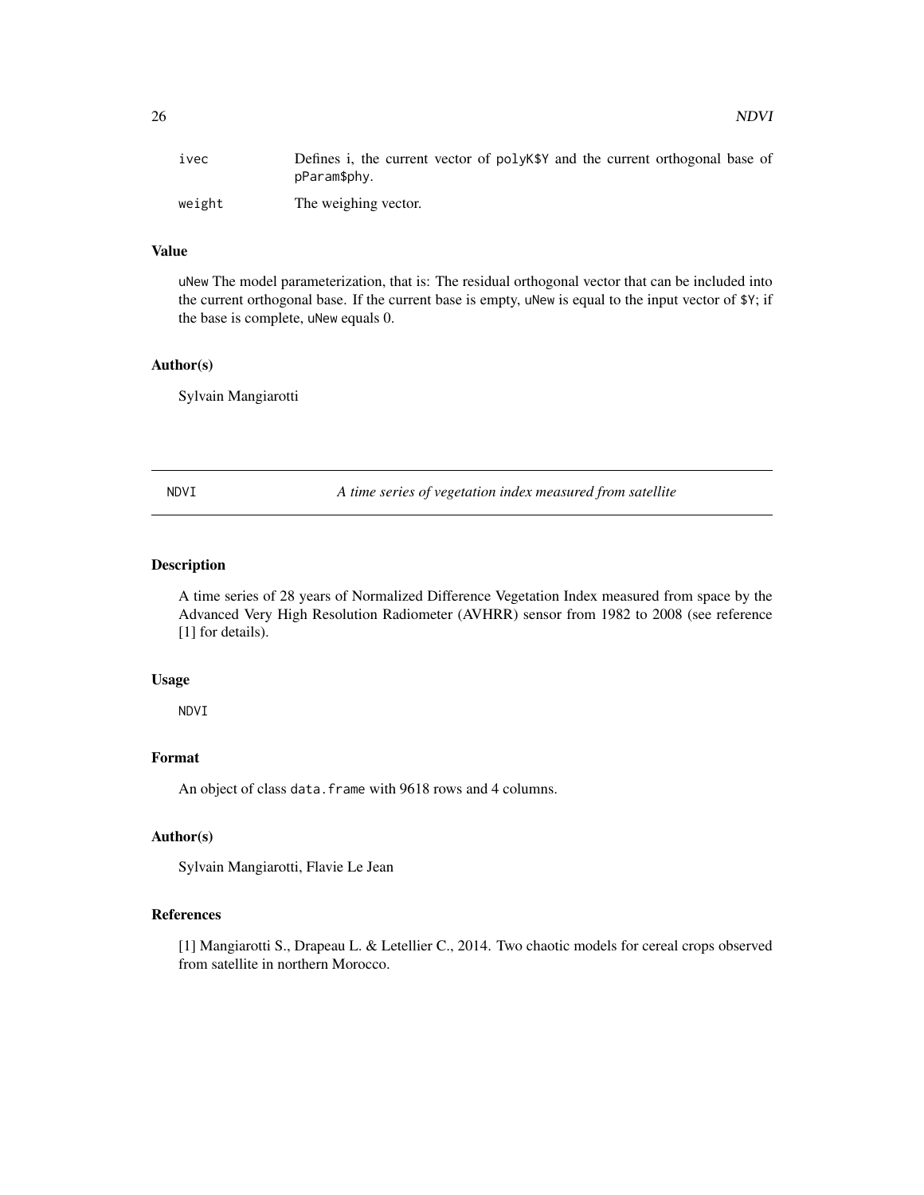| | |
|---|---|
| ivec | Defines i, the current vector of polyK$Y and the current orthogonal base of pParam$phy. |
| weight | The weighing vector. |

### Value

uNew The model parameterization, that is: The residual orthogonal vector that can be included into the current orthogonal base. If the current base is empty, uNew is equal to the input vector of $Y; if the base is complete, uNew equals 0.

### Author(s)

Sylvain Mangiarotti

---

## NDVI — *A time series of vegetation index measured from satellite*

### Description

A time series of 28 years of Normalized Difference Vegetation Index measured from space by the Advanced Very High Resolution Radiometer (AVHRR) sensor from 1982 to 2008 (see reference [1] for details).

### Usage

```
NDVI
```

### Format

An object of class data.frame with 9618 rows and 4 columns.

### Author(s)

Sylvain Mangiarotti, Flavie Le Jean

### References

[1] Mangiarotti S., Drapeau L. & Letellier C., 2014. Two chaotic models for cereal crops observed from satellite in northern Morocco.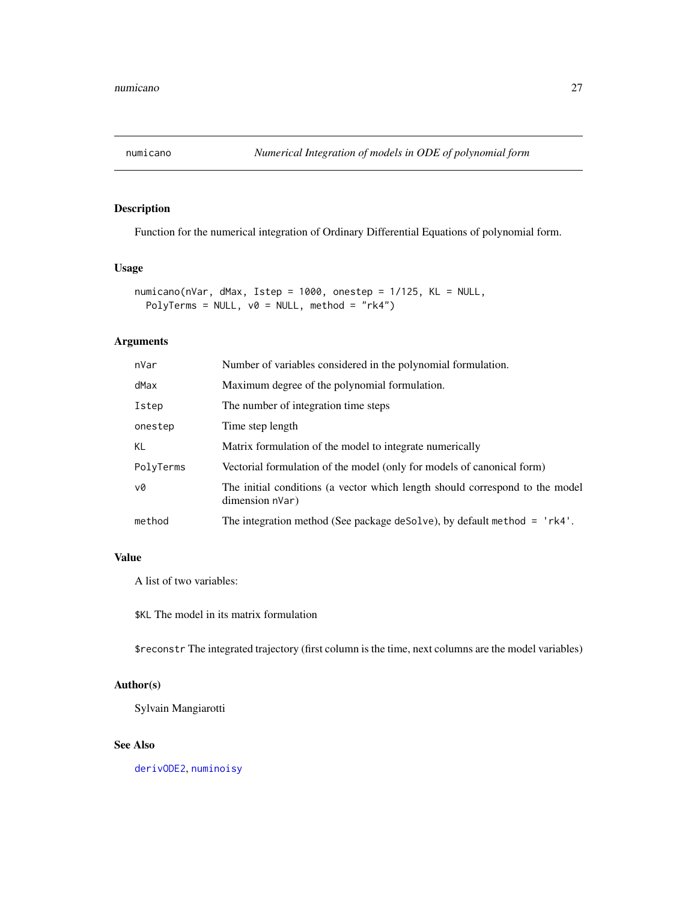# numicano — *Numerical Integration of models in ODE of polynomial form*

## Description

Function for the numerical integration of Ordinary Differential Equations of polynomial form.

## Usage

```
numicano(nVar, dMax, Istep = 1000, onestep = 1/125, KL = NULL,
  PolyTerms = NULL, v0 = NULL, method = "rk4")
```

## Arguments

| | |
|---|---|
| nVar | Number of variables considered in the polynomial formulation. |
| dMax | Maximum degree of the polynomial formulation. |
| Istep | The number of integration time steps |
| onestep | Time step length |
| KL | Matrix formulation of the model to integrate numerically |
| PolyTerms | Vectorial formulation of the model (only for models of canonical form) |
| v0 | The initial conditions (a vector which length should correspond to the model dimension nVar) |
| method | The integration method (See package deSolve), by default method = 'rk4'. |

## Value

A list of two variables:

$KL The model in its matrix formulation

$reconstr The integrated trajectory (first column is the time, next columns are the model variables)

## Author(s)

Sylvain Mangiarotti

## See Also

derivODE2, numinoisy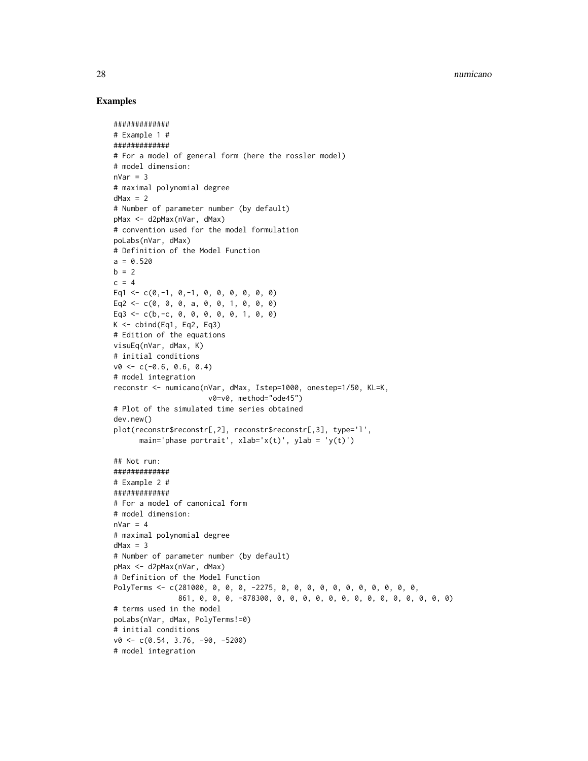## Examples

```
#############
# Example 1 #
#############
# For a model of general form (here the rossler model)
# model dimension:
nVar = 3
# maximal polynomial degree
dMax = 2
# Number of parameter number (by default)
pMax <- d2pMax(nVar, dMax)
# convention used for the model formulation
poLabs(nVar, dMax)
# Definition of the Model Function
a = 0.520
b = 2
c = 4
Eq1 <- c(0,-1, 0,-1, 0, 0, 0, 0, 0, 0)
Eq2 <- c(0, 0, 0, a, 0, 0, 1, 0, 0, 0)
Eq3 <- c(b,-c, 0, 0, 0, 0, 0, 1, 0, 0)
K <- cbind(Eq1, Eq2, Eq3)
# Edition of the equations
visuEq(nVar, dMax, K)
# initial conditions
v0 <- c(-0.6, 0.6, 0.4)
# model integration
reconstr <- numicano(nVar, dMax, Istep=1000, onestep=1/50, KL=K,
                     v0=v0, method="ode45")
# Plot of the simulated time series obtained
dev.new()
plot(reconstr$reconstr[,2], reconstr$reconstr[,3], type='l',
      main='phase portrait', xlab='x(t)', ylab = 'y(t)')

## Not run:
#############
# Example 2 #
#############
# For a model of canonical form
# model dimension:
nVar = 4
# maximal polynomial degree
dMax = 3
# Number of parameter number (by default)
pMax <- d2pMax(nVar, dMax)
# Definition of the Model Function
PolyTerms <- c(281000, 0, 0, 0, -2275, 0, 0, 0, 0, 0, 0, 0, 0, 0, 0, 0,
               861, 0, 0, 0, -878300, 0, 0, 0, 0, 0, 0, 0, 0, 0, 0, 0, 0, 0)
# terms used in the model
poLabs(nVar, dMax, PolyTerms!=0)
# initial conditions
v0 <- c(0.54, 3.76, -90, -5200)
# model integration
```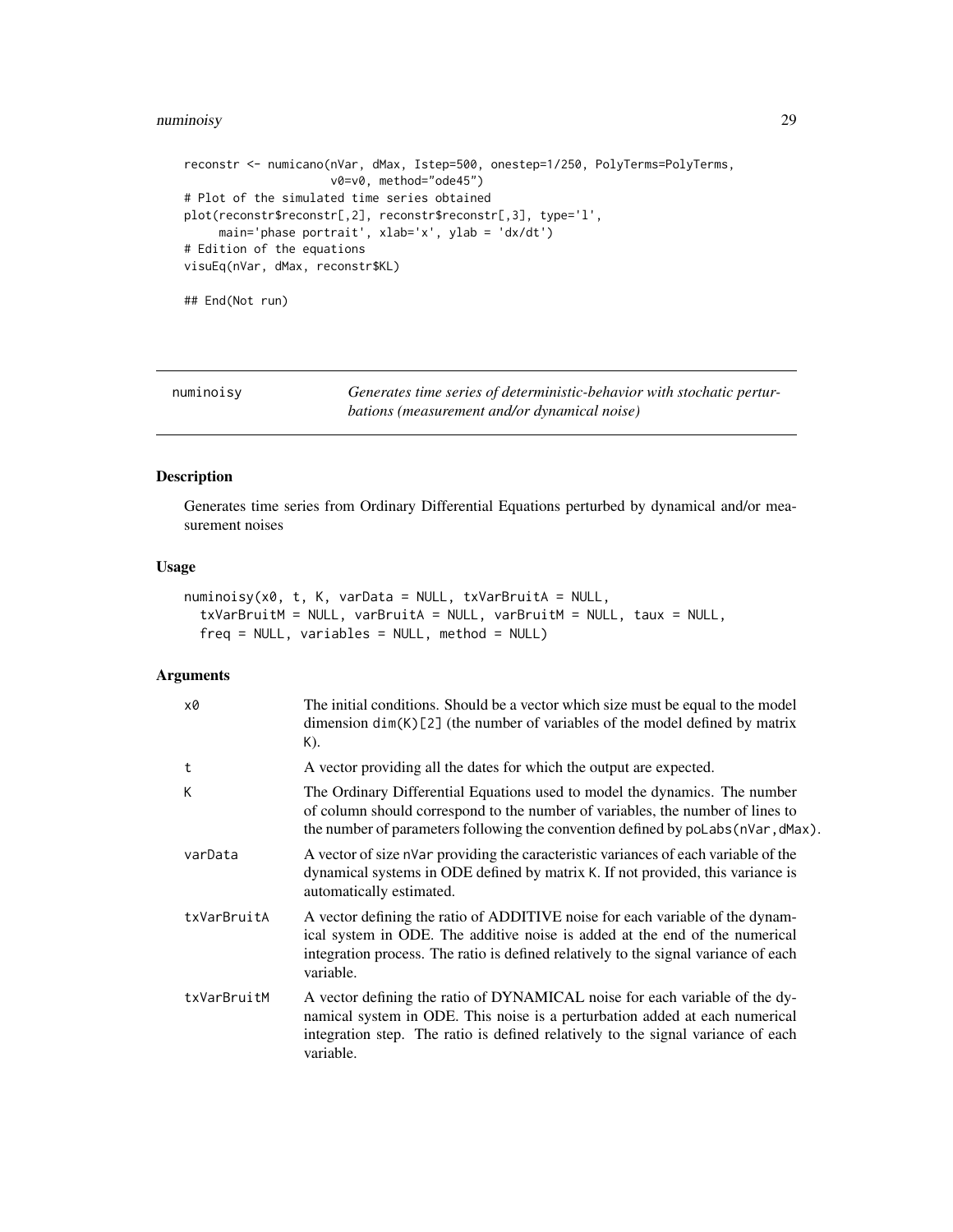```
reconstr <- numicano(nVar, dMax, Istep=500, onestep=1/250, PolyTerms=PolyTerms,
                     v0=v0, method="ode45")
# Plot of the simulated time series obtained
plot(reconstr$reconstr[,2], reconstr$reconstr[,3], type='l',
     main='phase portrait', xlab='x', ylab = 'dx/dt')
# Edition of the equations
visuEq(nVar, dMax, reconstr$KL)

## End(Not run)
```

---

## numinoisy

*Generates time series of deterministic-behavior with stochatic perturbations (measurement and/or dynamical noise)*

---

### Description

Generates time series from Ordinary Differential Equations perturbed by dynamical and/or measurement noises

### Usage

```
numinoisy(x0, t, K, varData = NULL, txVarBruitA = NULL,
  txVarBruitM = NULL, varBruitA = NULL, varBruitM = NULL, taux = NULL,
  freq = NULL, variables = NULL, method = NULL)
```

### Arguments

| | |
|---|---|
| x0 | The initial conditions. Should be a vector which size must be equal to the model dimension `dim(K)[2]` (the number of variables of the model defined by matrix K). |
| t | A vector providing all the dates for which the output are expected. |
| K | The Ordinary Differential Equations used to model the dynamics. The number of column should correspond to the number of variables, the number of lines to the number of parameters following the convention defined by `poLabs(nVar,dMax)`. |
| varData | A vector of size nVar providing the caracteristic variances of each variable of the dynamical systems in ODE defined by matrix K. If not provided, this variance is automatically estimated. |
| txVarBruitA | A vector defining the ratio of ADDITIVE noise for each variable of the dynamical system in ODE. The additive noise is added at the end of the numerical integration process. The ratio is defined relatively to the signal variance of each variable. |
| txVarBruitM | A vector defining the ratio of DYNAMICAL noise for each variable of the dynamical system in ODE. This noise is a perturbation added at each numerical integration step. The ratio is defined relatively to the signal variance of each variable. |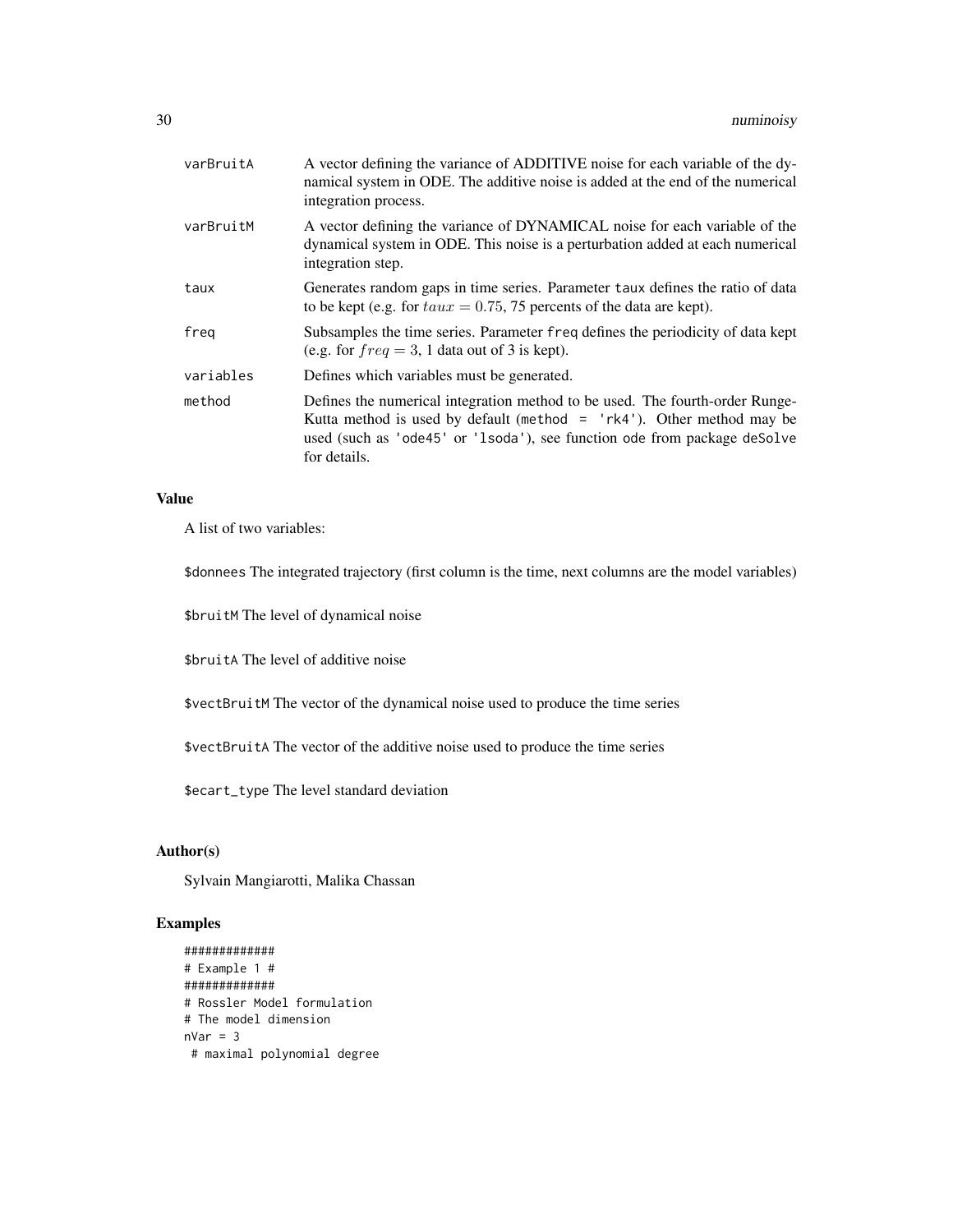| | |
|---|---|
| varBruitA | A vector defining the variance of ADDITIVE noise for each variable of the dynamical system in ODE. The additive noise is added at the end of the numerical integration process. |
| varBruitM | A vector defining the variance of DYNAMICAL noise for each variable of the dynamical system in ODE. This noise is a perturbation added at each numerical integration step. |
| taux | Generates random gaps in time series. Parameter taux defines the ratio of data to be kept (e.g. for $taux = 0.75$, 75 percents of the data are kept). |
| freq | Subsamples the time series. Parameter freq defines the periodicity of data kept (e.g. for $freq = 3$, 1 data out of 3 is kept). |
| variables | Defines which variables must be generated. |
| method | Defines the numerical integration method to be used. The fourth-order Runge-Kutta method is used by default (method = 'rk4'). Other method may be used (such as 'ode45' or 'lsoda'), see function ode from package deSolve for details. |

### Value

A list of two variables:

$donnees The integrated trajectory (first column is the time, next columns are the model variables)

$bruitM The level of dynamical noise

$bruitA The level of additive noise

$vectBruitM The vector of the dynamical noise used to produce the time series

$vectBruitA The vector of the additive noise used to produce the time series

$ecart_type The level standard deviation

### Author(s)

Sylvain Mangiarotti, Malika Chassan

### Examples

```
#############
# Example 1 #
#############
# Rossler Model formulation
# The model dimension
nVar = 3
 # maximal polynomial degree
```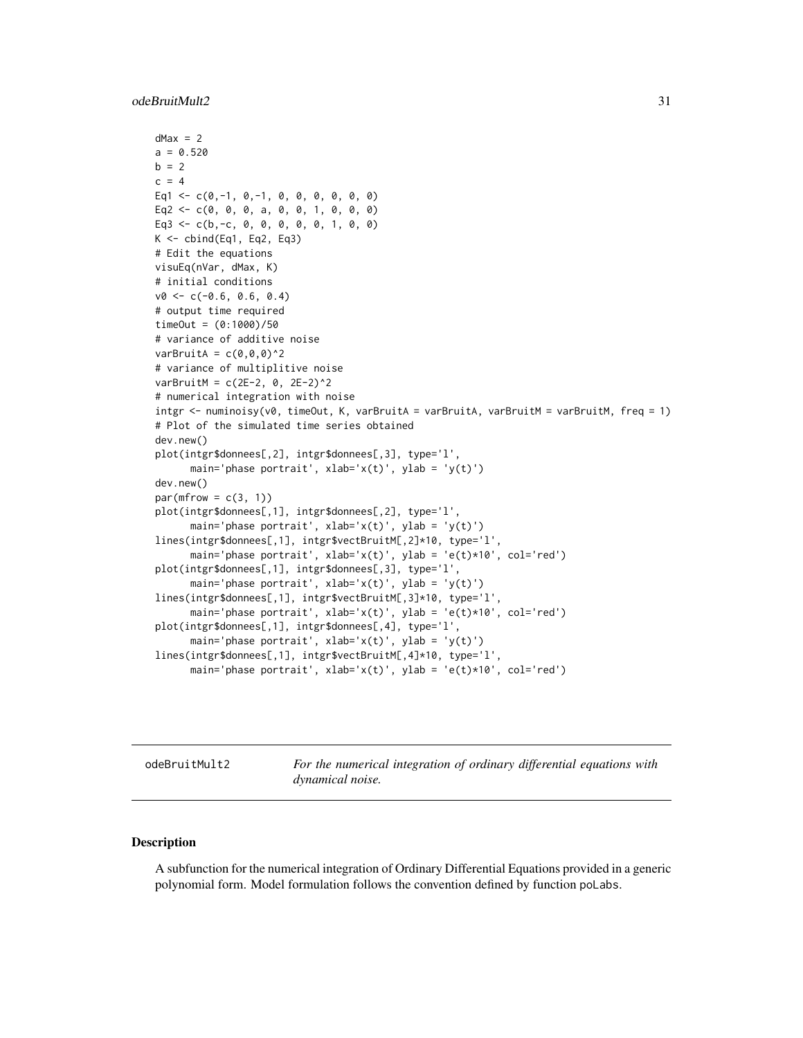```
dMax = 2
a = 0.520
b = 2
c = 4
Eq1 <- c(0,-1, 0,-1, 0, 0, 0, 0, 0, 0)
Eq2 <- c(0, 0, 0, a, 0, 0, 1, 0, 0, 0)
Eq3 <- c(b,-c, 0, 0, 0, 0, 0, 1, 0, 0)
K <- cbind(Eq1, Eq2, Eq3)
# Edit the equations
visuEq(nVar, dMax, K)
# initial conditions
v0 <- c(-0.6, 0.6, 0.4)
# output time required
timeOut = (0:1000)/50
# variance of additive noise
varBruitA = c(0,0,0)^2
# variance of multiplitive noise
varBruitM = c(2E-2, 0, 2E-2)^2
# numerical integration with noise
intgr <- numinoisy(v0, timeOut, K, varBruitA = varBruitA, varBruitM = varBruitM, freq = 1)
# Plot of the simulated time series obtained
dev.new()
plot(intgr$donnees[,2], intgr$donnees[,3], type='l',
      main='phase portrait', xlab='x(t)', ylab = 'y(t)')
dev.new()
par(mfrow = c(3, 1))
plot(intgr$donnees[,1], intgr$donnees[,2], type='l',
      main='phase portrait', xlab='x(t)', ylab = 'y(t)')
lines(intgr$donnees[,1], intgr$vectBruitM[,2]*10, type='l',
      main='phase portrait', xlab='x(t)', ylab = 'e(t)*10', col='red')
plot(intgr$donnees[,1], intgr$donnees[,3], type='l',
      main='phase portrait', xlab='x(t)', ylab = 'y(t)')
lines(intgr$donnees[,1], intgr$vectBruitM[,3]*10, type='l',
      main='phase portrait', xlab='x(t)', ylab = 'e(t)*10', col='red')
plot(intgr$donnees[,1], intgr$donnees[,4], type='l',
      main='phase portrait', xlab='x(t)', ylab = 'y(t)')
lines(intgr$donnees[,1], intgr$vectBruitM[,4]*10, type='l',
      main='phase portrait', xlab='x(t)', ylab = 'e(t)*10', col='red')
```

## odeBruitMult2 — *For the numerical integration of ordinary differential equations with dynamical noise.*

### Description

A subfunction for the numerical integration of Ordinary Differential Equations provided in a generic polynomial form. Model formulation follows the convention defined by function poLabs.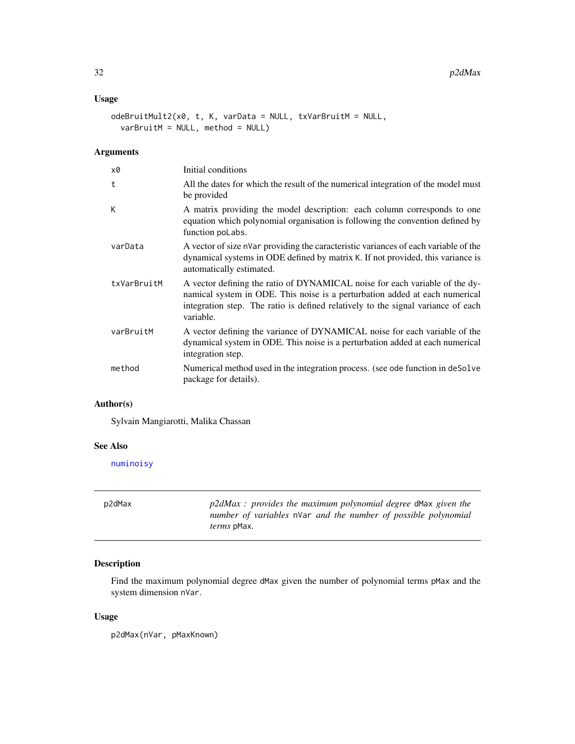### Usage

```
odeBruitMult2(x0, t, K, varData = NULL, txVarBruitM = NULL,
  varBruitM = NULL, method = NULL)
```

### Arguments

| | |
|---|---|
| `x0` | Initial conditions |
| `t` | All the dates for which the result of the numerical integration of the model must be provided |
| `K` | A matrix providing the model description: each column corresponds to one equation which polynomial organisation is following the convention defined by function `poLabs`. |
| `varData` | A vector of size `nVar` providing the caracteristic variances of each variable of the dynamical systems in ODE defined by matrix `K`. If not provided, this variance is automatically estimated. |
| `txVarBruitM` | A vector defining the ratio of DYNAMICAL noise for each variable of the dynamical system in ODE. This noise is a perturbation added at each numerical integration step. The ratio is defined relatively to the signal variance of each variable. |
| `varBruitM` | A vector defining the variance of DYNAMICAL noise for each variable of the dynamical system in ODE. This noise is a perturbation added at each numerical integration step. |
| `method` | Numerical method used in the integration process. (see `ode` function in `deSolve` package for details). |

### Author(s)

Sylvain Mangiarotti, Malika Chassan

### See Also

numinoisy

---

## p2dMax

*p2dMax : provides the maximum polynomial degree* `dMax` *given the number of variables* `nVar` *and the number of possible polynomial terms* `pMax`.

### Description

Find the maximum polynomial degree `dMax` given the number of polynomial terms `pMax` and the system dimension `nVar`.

### Usage

```
p2dMax(nVar, pMaxKnown)
```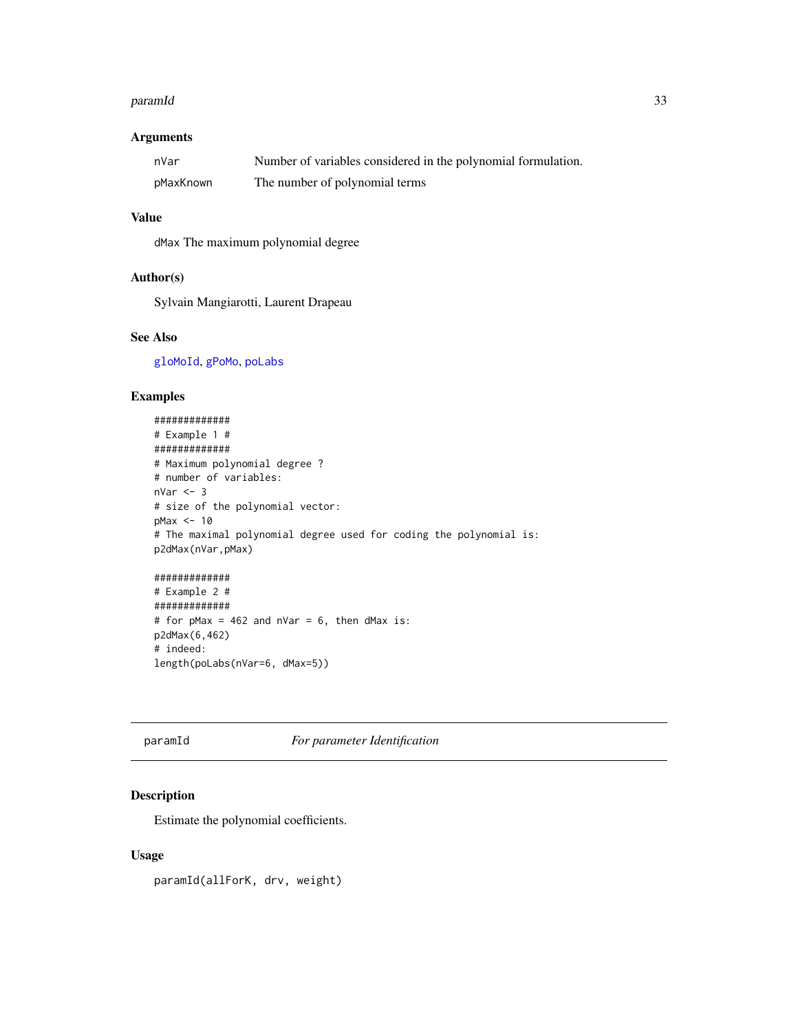## Arguments

| | |
|---|---|
| nVar | Number of variables considered in the polynomial formulation. |
| pMaxKnown | The number of polynomial terms |

## Value

dMax The maximum polynomial degree

## Author(s)

Sylvain Mangiarotti, Laurent Drapeau

## See Also

gloMoId, gPoMo, poLabs

## Examples

```
#############
# Example 1 #
#############
# Maximum polynomial degree ?
# number of variables:
nVar <- 3
# size of the polynomial vector:
pMax <- 10
# The maximal polynomial degree used for coding the polynomial is:
p2dMax(nVar,pMax)

#############
# Example 2 #
#############
# for pMax = 462 and nVar = 6, then dMax is:
p2dMax(6,462)
# indeed:
length(poLabs(nVar=6, dMax=5))
```

---

# paramId — *For parameter Identification*

## Description

Estimate the polynomial coefficients.

## Usage

```
paramId(allForK, drv, weight)
```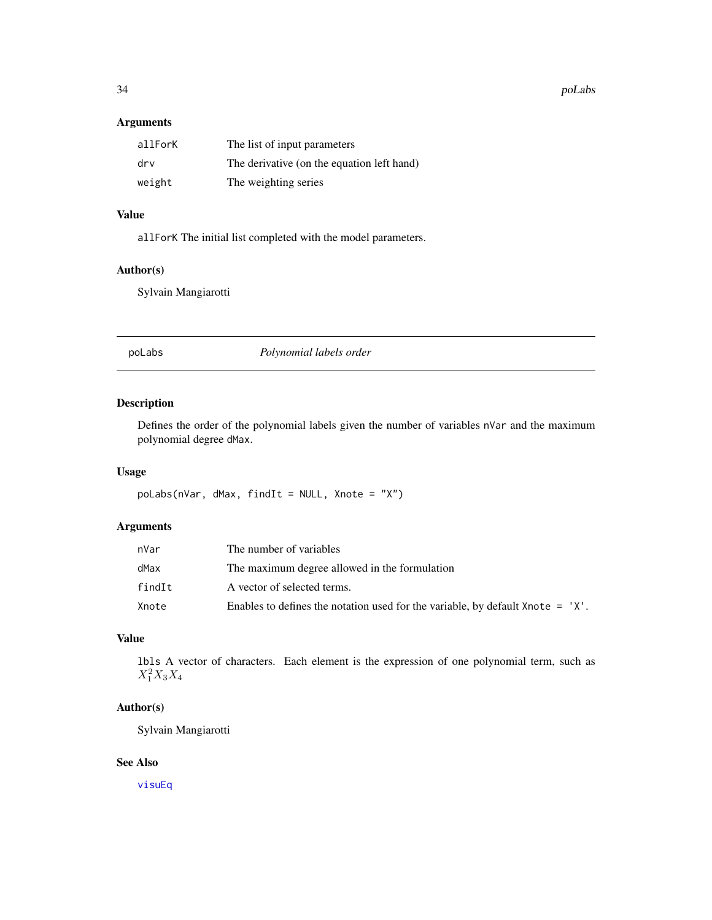### Arguments

| | |
|---|---|
| allForK | The list of input parameters |
| drv | The derivative (on the equation left hand) |
| weight | The weighting series |

### Value

allForK The initial list completed with the model parameters.

### Author(s)

Sylvain Mangiarotti

---

## poLabs — *Polynomial labels order*

---

### Description

Defines the order of the polynomial labels given the number of variables nVar and the maximum polynomial degree dMax.

### Usage

```
poLabs(nVar, dMax, findIt = NULL, Xnote = "X")
```

### Arguments

| | |
|---|---|
| nVar | The number of variables |
| dMax | The maximum degree allowed in the formulation |
| findIt | A vector of selected terms. |
| Xnote | Enables to defines the notation used for the variable, by default Xnote = 'X'. |

### Value

lbls A vector of characters. Each element is the expression of one polynomial term, such as $X_1^2 X_3 X_4$

### Author(s)

Sylvain Mangiarotti

### See Also

visuEq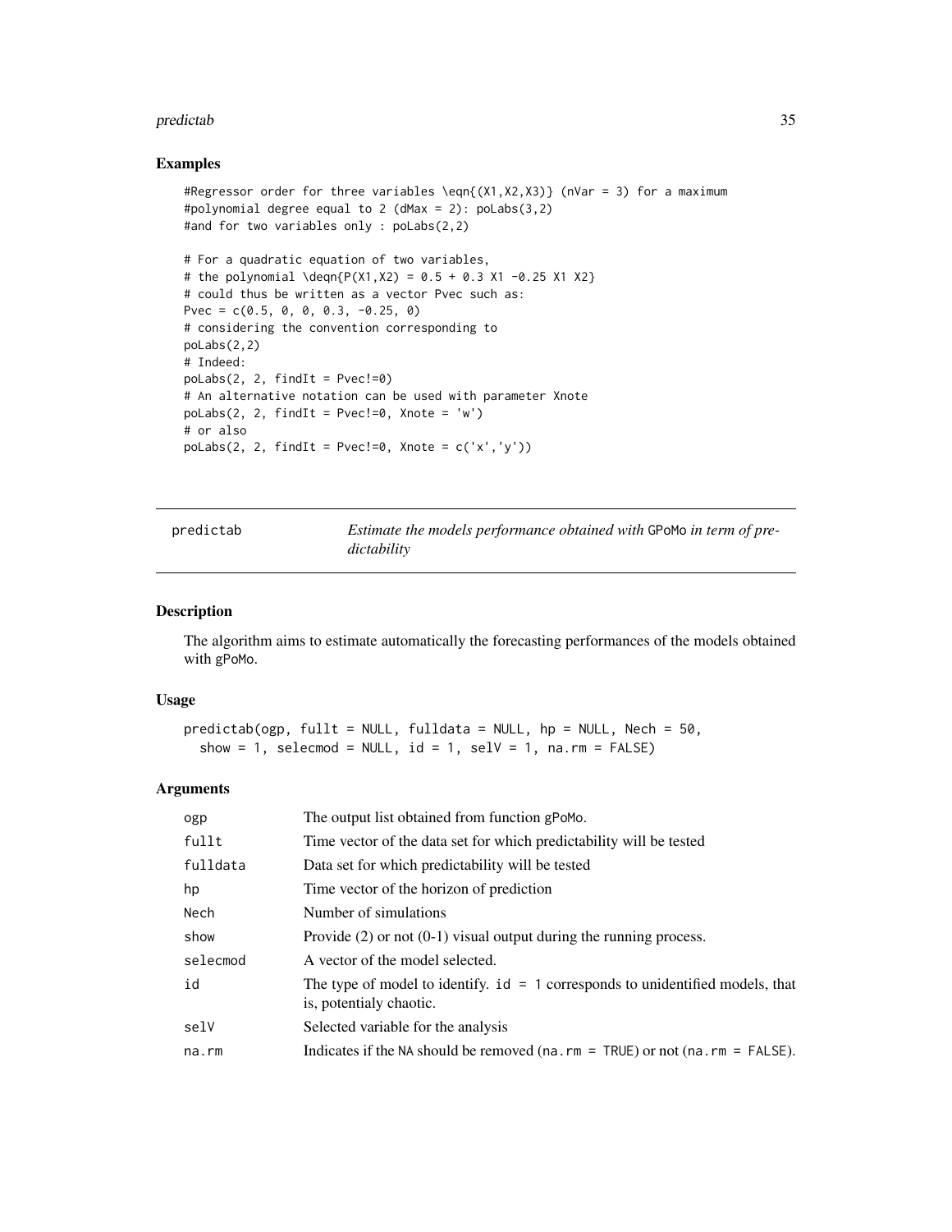## Examples

```
#Regressor order for three variables \eqn{(X1,X2,X3)} (nVar = 3) for a maximum
#polynomial degree equal to 2 (dMax = 2): poLabs(3,2)
#and for two variables only : poLabs(2,2)

# For a quadratic equation of two variables,
# the polynomial \deqn{P(X1,X2) = 0.5 + 0.3 X1 -0.25 X1 X2}
# could thus be written as a vector Pvec such as:
Pvec = c(0.5, 0, 0, 0.3, -0.25, 0)
# considering the convention corresponding to
poLabs(2,2)
# Indeed:
poLabs(2, 2, findIt = Pvec!=0)
# An alternative notation can be used with parameter Xnote
poLabs(2, 2, findIt = Pvec!=0, Xnote = 'w')
# or also
poLabs(2, 2, findIt = Pvec!=0, Xnote = c('x','y'))
```

---

# predictab — *Estimate the models performance obtained with* GPoMo *in term of predictability*

## Description

The algorithm aims to estimate automatically the forecasting performances of the models obtained with gPoMo.

## Usage

```
predictab(ogp, fullt = NULL, fulldata = NULL, hp = NULL, Nech = 50,
  show = 1, selecmod = NULL, id = 1, selV = 1, na.rm = FALSE)
```

## Arguments

| | |
|---|---|
| ogp | The output list obtained from function gPoMo. |
| fullt | Time vector of the data set for which predictability will be tested |
| fulldata | Data set for which predictability will be tested |
| hp | Time vector of the horizon of prediction |
| Nech | Number of simulations |
| show | Provide (2) or not (0-1) visual output during the running process. |
| selecmod | A vector of the model selected. |
| id | The type of model to identify. id = 1 corresponds to unidentified models, that is, potentialy chaotic. |
| selV | Selected variable for the analysis |
| na.rm | Indicates if the NA should be removed (na.rm = TRUE) or not (na.rm = FALSE). |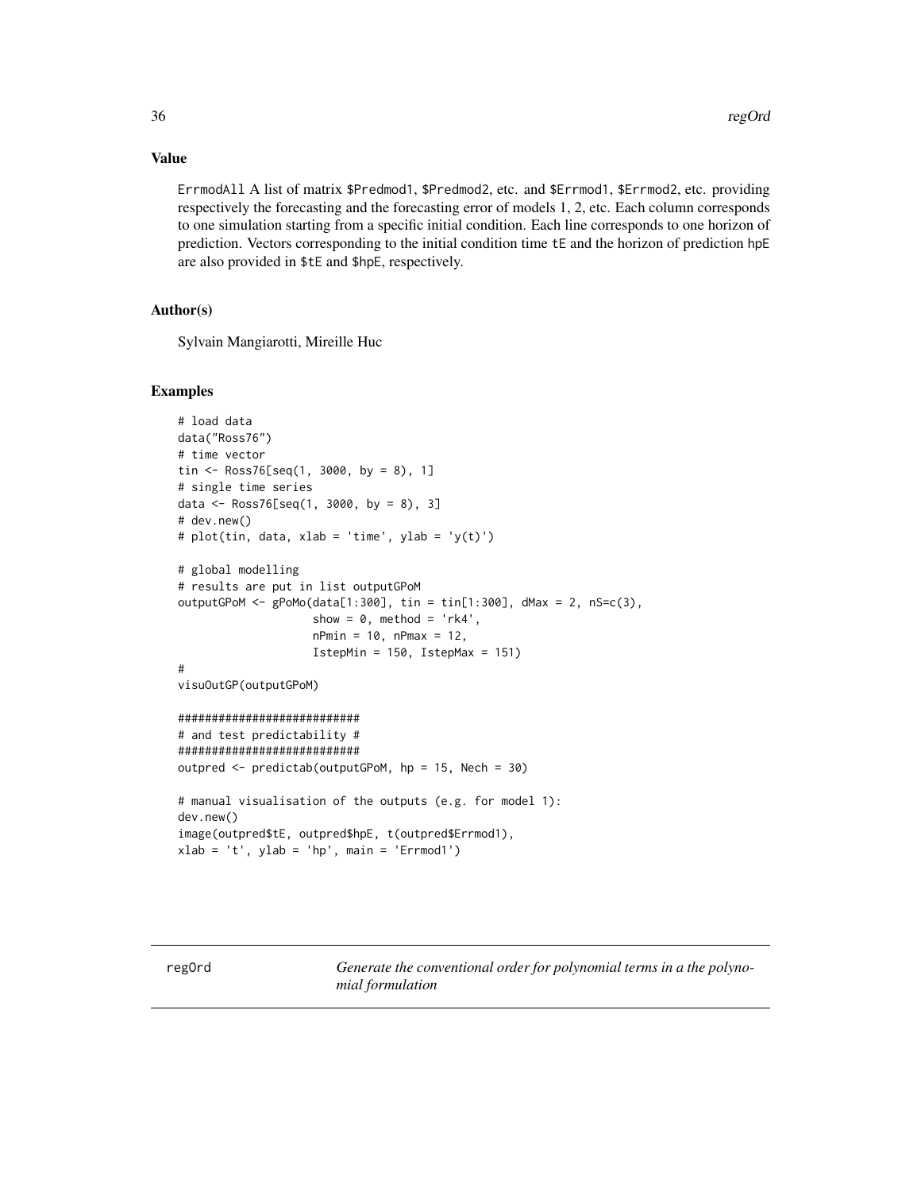## Value

ErrmodAll A list of matrix $Predmod1, $Predmod2, etc. and $Errmod1, $Errmod2, etc. providing respectively the forecasting and the forecasting error of models 1, 2, etc. Each column corresponds to one simulation starting from a specific initial condition. Each line corresponds to one horizon of prediction. Vectors corresponding to the initial condition time tE and the horizon of prediction hpE are also provided in $tE and $hpE, respectively.

## Author(s)

Sylvain Mangiarotti, Mireille Huc

## Examples

```
# load data
data("Ross76")
# time vector
tin <- Ross76[seq(1, 3000, by = 8), 1]
# single time series
data <- Ross76[seq(1, 3000, by = 8), 3]
# dev.new()
# plot(tin, data, xlab = 'time', ylab = 'y(t)')

# global modelling
# results are put in list outputGPoM
outputGPoM <- gPoMo(data[1:300], tin = tin[1:300], dMax = 2, nS=c(3),
                    show = 0, method = 'rk4',
                    nPmin = 10, nPmax = 12,
                    IstepMin = 150, IstepMax = 151)
#
visuOutGP(outputGPoM)

###########################
# and test predictability #
###########################
outpred <- predictab(outputGPoM, hp = 15, Nech = 30)

# manual visualisation of the outputs (e.g. for model 1):
dev.new()
image(outpred$tE, outpred$hpE, t(outpred$Errmod1),
xlab = 't', ylab = 'hp', main = 'Errmod1')
```

---

regOrd *Generate the conventional order for polynomial terms in a the polynomial formulation*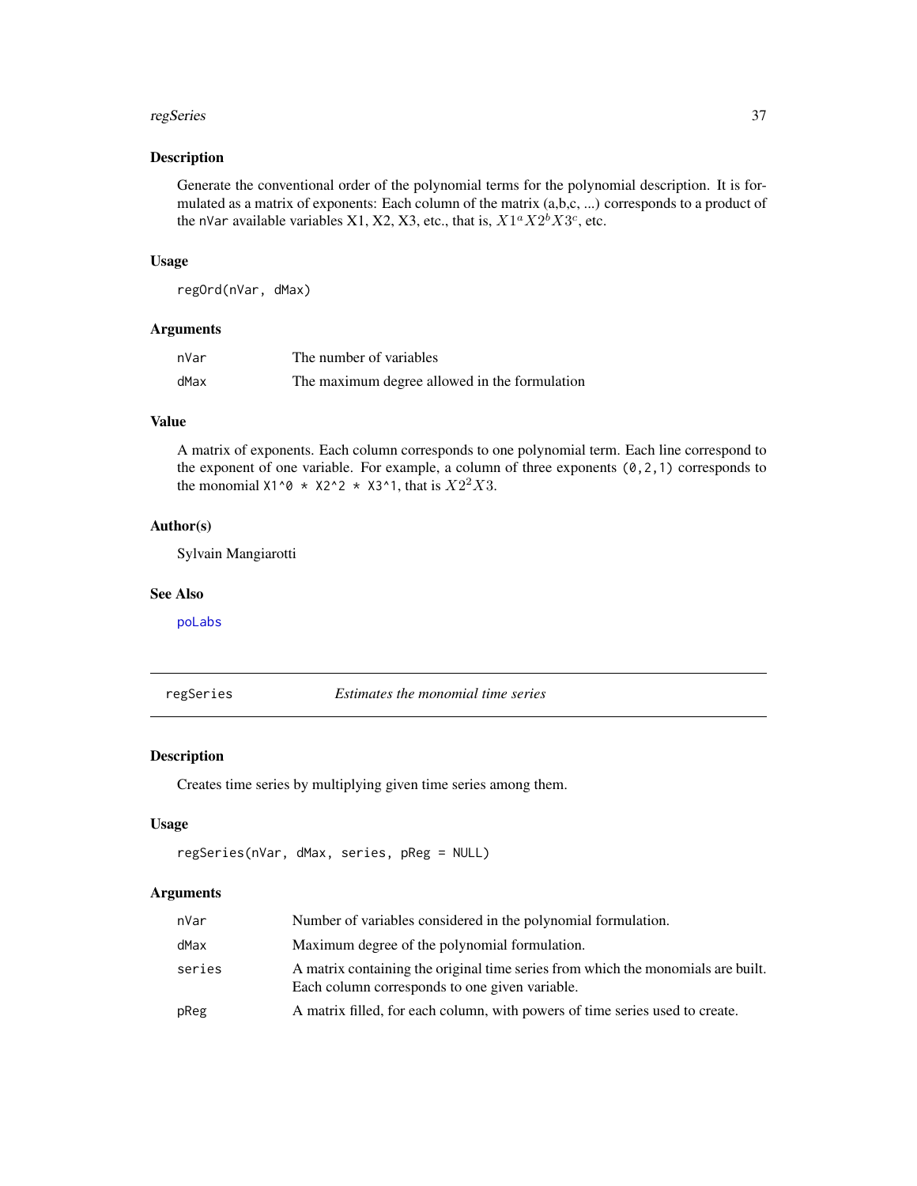## Description

Generate the conventional order of the polynomial terms for the polynomial description. It is formulated as a matrix of exponents: Each column of the matrix (a,b,c, ...) corresponds to a product of the nVar available variables X1, X2, X3, etc., that is, $X1^a X2^b X3^c$, etc.

## Usage

```
regOrd(nVar, dMax)
```

## Arguments

| | |
|---|---|
| nVar | The number of variables |
| dMax | The maximum degree allowed in the formulation |

## Value

A matrix of exponents. Each column corresponds to one polynomial term. Each line correspond to the exponent of one variable. For example, a column of three exponents (0,2,1) corresponds to the monomial X1^0 * X2^2 * X3^1, that is $X2^2 X3$.

## Author(s)

Sylvain Mangiarotti

## See Also

poLabs

---

# regSeries *Estimates the monomial time series*

## Description

Creates time series by multiplying given time series among them.

## Usage

```
regSeries(nVar, dMax, series, pReg = NULL)
```

## Arguments

| | |
|---|---|
| nVar | Number of variables considered in the polynomial formulation. |
| dMax | Maximum degree of the polynomial formulation. |
| series | A matrix containing the original time series from which the monomials are built. Each column corresponds to one given variable. |
| pReg | A matrix filled, for each column, with powers of time series used to create. |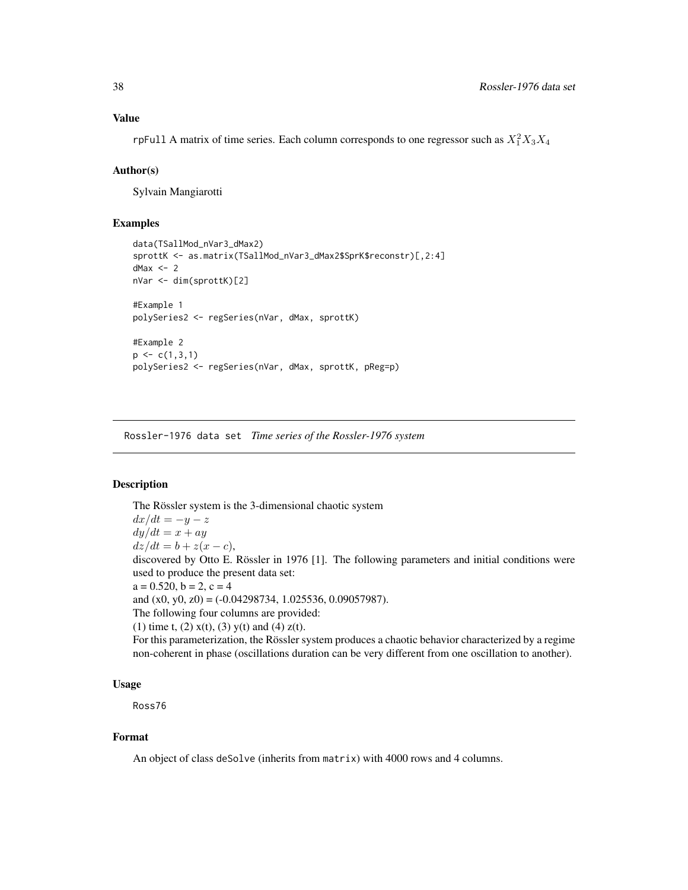### Value

`rpFull` A matrix of time series. Each column corresponds to one regressor such as $X_1^2 X_3 X_4$

### Author(s)

Sylvain Mangiarotti

### Examples

```
data(TSallMod_nVar3_dMax2)
sprottK <- as.matrix(TSallMod_nVar3_dMax2$SprK$reconstr)[,2:4]
dMax <- 2
nVar <- dim(sprottK)[2]

#Example 1
polySeries2 <- regSeries(nVar, dMax, sprottK)

#Example 2
p <- c(1,3,1)
polySeries2 <- regSeries(nVar, dMax, sprottK, pReg=p)
```

---

## Rossler-1976 data set *Time series of the Rossler-1976 system*

### Description

The Rössler system is the 3-dimensional chaotic system
$dx/dt = -y - z$
$dy/dt = x + ay$
$dz/dt = b + z(x - c)$,
discovered by Otto E. Rössler in 1976 [1]. The following parameters and initial conditions were used to produce the present data set:
a = 0.520, b = 2, c = 4
and (x0, y0, z0) = (-0.04298734, 1.025536, 0.09057987).
The following four columns are provided:
(1) time t, (2) x(t), (3) y(t) and (4) z(t).
For this parameterization, the Rössler system produces a chaotic behavior characterized by a regime non-coherent in phase (oscillations duration can be very different from one oscillation to another).

### Usage

`Ross76`

### Format

An object of class `deSolve` (inherits from `matrix`) with 4000 rows and 4 columns.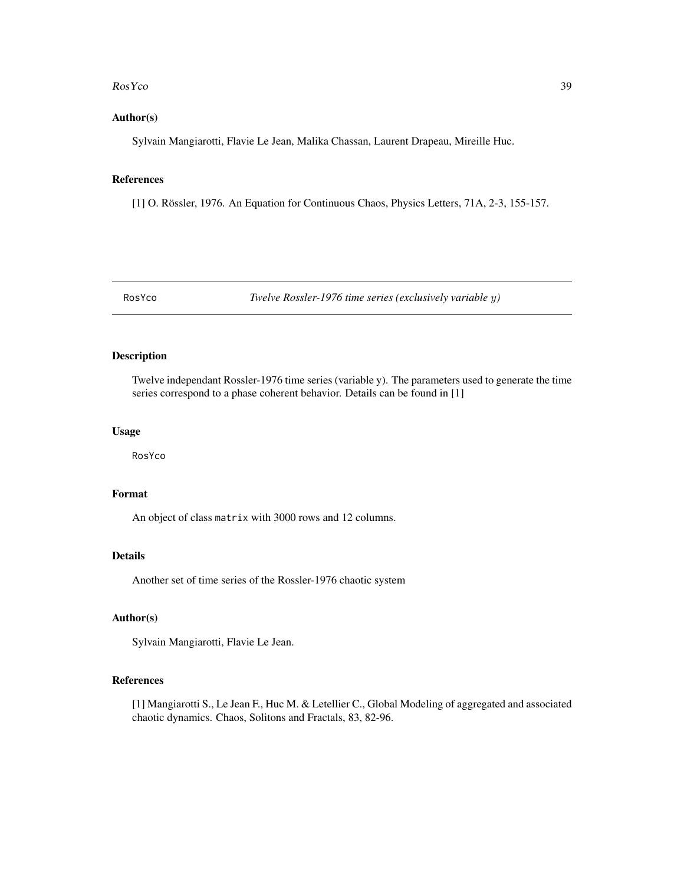## Author(s)

Sylvain Mangiarotti, Flavie Le Jean, Malika Chassan, Laurent Drapeau, Mireille Huc.

## References

[1] O. Rössler, 1976. An Equation for Continuous Chaos, Physics Letters, 71A, 2-3, 155-157.

---

# RosYco — *Twelve Rossler-1976 time series (exclusively variable $y$)*

---

## Description

Twelve independant Rossler-1976 time series (variable y). The parameters used to generate the time series correspond to a phase coherent behavior. Details can be found in [1]

## Usage

```
RosYco
```

## Format

An object of class `matrix` with 3000 rows and 12 columns.

## Details

Another set of time series of the Rossler-1976 chaotic system

## Author(s)

Sylvain Mangiarotti, Flavie Le Jean.

## References

[1] Mangiarotti S., Le Jean F., Huc M. & Letellier C., Global Modeling of aggregated and associated chaotic dynamics. Chaos, Solitons and Fractals, 83, 82-96.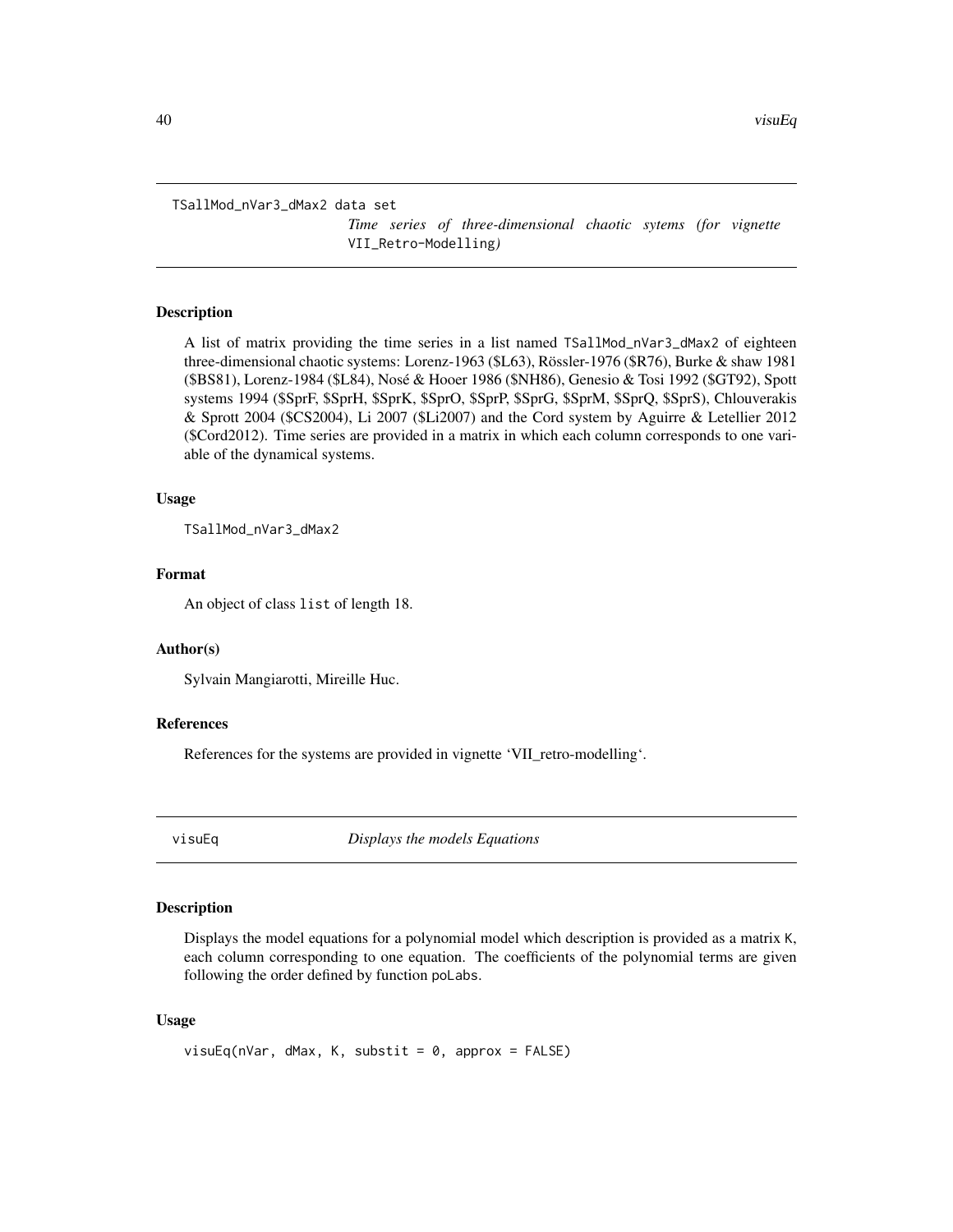## TSallMod_nVar3_dMax2 data set

*Time series of three-dimensional chaotic sytems (for vignette* `VII_Retro-Modelling`*)*

### Description

A list of matrix providing the time series in a list named `TSallMod_nVar3_dMax2` of eighteen three-dimensional chaotic systems: Lorenz-1963 ($L63), Rössler-1976 ($R76), Burke & shaw 1981 ($BS81), Lorenz-1984 ($L84), Nosé & Hooer 1986 ($NH86), Genesio & Tosi 1992 ($GT92), Spott systems 1994 ($SprF, $SprH, $SprK, $SprO, $SprP, $SprG, $SprM, $SprQ, $SprS), Chlouverakis & Sprott 2004 ($CS2004), Li 2007 ($Li2007) and the Cord system by Aguirre & Letellier 2012 ($Cord2012). Time series are provided in a matrix in which each column corresponds to one variable of the dynamical systems.

### Usage

```
TSallMod_nVar3_dMax2
```

### Format

An object of class `list` of length 18.

### Author(s)

Sylvain Mangiarotti, Mireille Huc.

### References

References for the systems are provided in vignette 'VII_retro-modelling'.

## visuEq — *Displays the models Equations*

### Description

Displays the model equations for a polynomial model which description is provided as a matrix `K`, each column corresponding to one equation. The coefficients of the polynomial terms are given following the order defined by function `poLabs`.

### Usage

```
visuEq(nVar, dMax, K, substit = 0, approx = FALSE)
```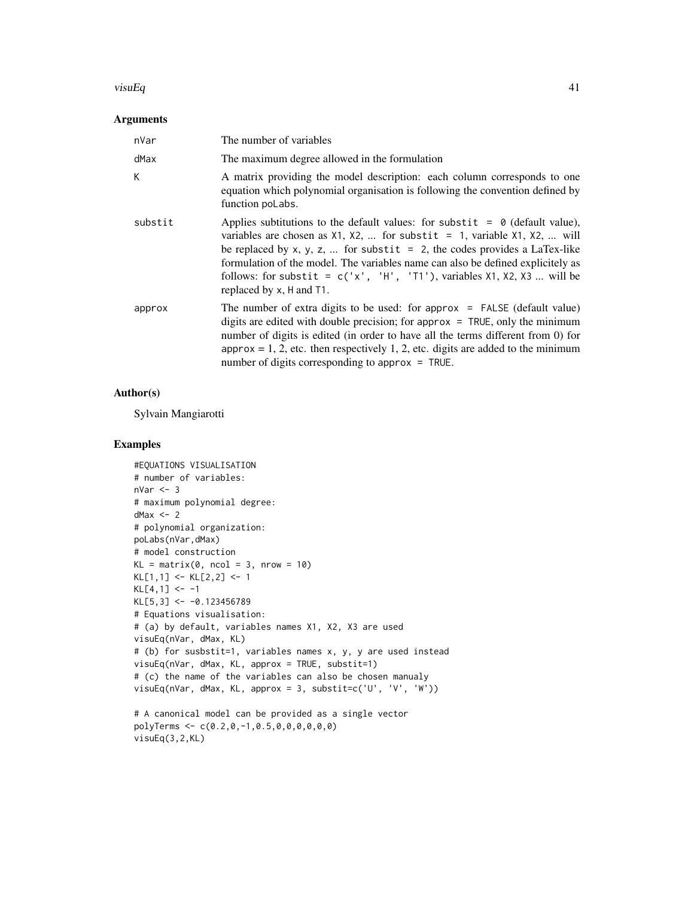## Arguments

| | |
|---|---|
| nVar | The number of variables |
| dMax | The maximum degree allowed in the formulation |
| K | A matrix providing the model description: each column corresponds to one equation which polynomial organisation is following the convention defined by function poLabs. |
| substit | Applies subtitutions to the default values: for substit = 0 (default value), variables are chosen as X1, X2, ... for substit = 1, variable X1, X2, ... will be replaced by x, y, z, ... for substit = 2, the codes provides a LaTex-like formulation of the model. The variables name can also be defined explicitely as follows: for substit = c('x', 'H', 'T1'), variables X1, X2, X3 ... will be replaced by x, H and T1. |
| approx | The number of extra digits to be used: for approx = FALSE (default value) digits are edited with double precision; for approx = TRUE, only the minimum number of digits is edited (in order to have all the terms different from 0) for approx = 1, 2, etc. then respectively 1, 2, etc. digits are added to the minimum number of digits corresponding to approx = TRUE. |

## Author(s)

Sylvain Mangiarotti

## Examples

```
#EQUATIONS VISUALISATION
# number of variables:
nVar <- 3
# maximum polynomial degree:
dMax <- 2
# polynomial organization:
poLabs(nVar,dMax)
# model construction
KL = matrix(0, ncol = 3, nrow = 10)
KL[1,1] <- KL[2,2] <- 1
KL[4,1] <- -1
KL[5,3] <- -0.123456789
# Equations visualisation:
# (a) by default, variables names X1, X2, X3 are used
visuEq(nVar, dMax, KL)
# (b) for susbstit=1, variables names x, y, y are used instead
visuEq(nVar, dMax, KL, approx = TRUE, substit=1)
# (c) the name of the variables can also be chosen manualy
visuEq(nVar, dMax, KL, approx = 3, substit=c('U', 'V', 'W'))

# A canonical model can be provided as a single vector
polyTerms <- c(0.2,0,-1,0.5,0,0,0,0,0,0)
visuEq(3,2,KL)
```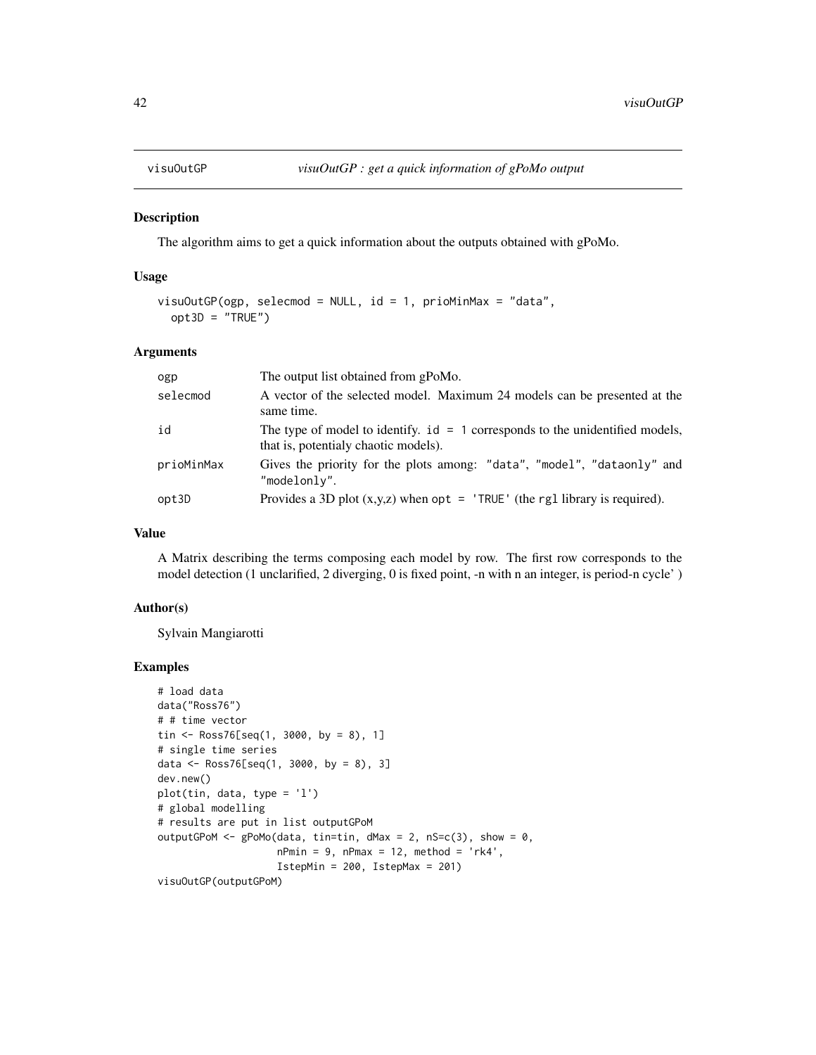visuOutGP *visuOutGP : get a quick information of gPoMo output*

## Description

The algorithm aims to get a quick information about the outputs obtained with gPoMo.

## Usage

```
visuOutGP(ogp, selecmod = NULL, id = 1, prioMinMax = "data",
  opt3D = "TRUE")
```

## Arguments

| | |
|---|---|
| ogp | The output list obtained from gPoMo. |
| selecmod | A vector of the selected model. Maximum 24 models can be presented at the same time. |
| id | The type of model to identify. `id = 1` corresponds to the unidentified models, that is, potentialy chaotic models). |
| prioMinMax | Gives the priority for the plots among: `"data"`, `"model"`, `"dataonly"` and `"modelonly"`. |
| opt3D | Provides a 3D plot (x,y,z) when `opt = 'TRUE'` (the `rgl` library is required). |

## Value

A Matrix describing the terms composing each model by row. The first row corresponds to the model detection (1 unclarified, 2 diverging, 0 is fixed point, -n with n an integer, is period-n cycle' )

## Author(s)

Sylvain Mangiarotti

## Examples

```
# load data
data("Ross76")
# # time vector
tin <- Ross76[seq(1, 3000, by = 8), 1]
# single time series
data <- Ross76[seq(1, 3000, by = 8), 3]
dev.new()
plot(tin, data, type = 'l')
# global modelling
# results are put in list outputGPoM
outputGPoM <- gPoMo(data, tin=tin, dMax = 2, nS=c(3), show = 0,
                    nPmin = 9, nPmax = 12, method = 'rk4',
                    IstepMin = 200, IstepMax = 201)
visuOutGP(outputGPoM)
```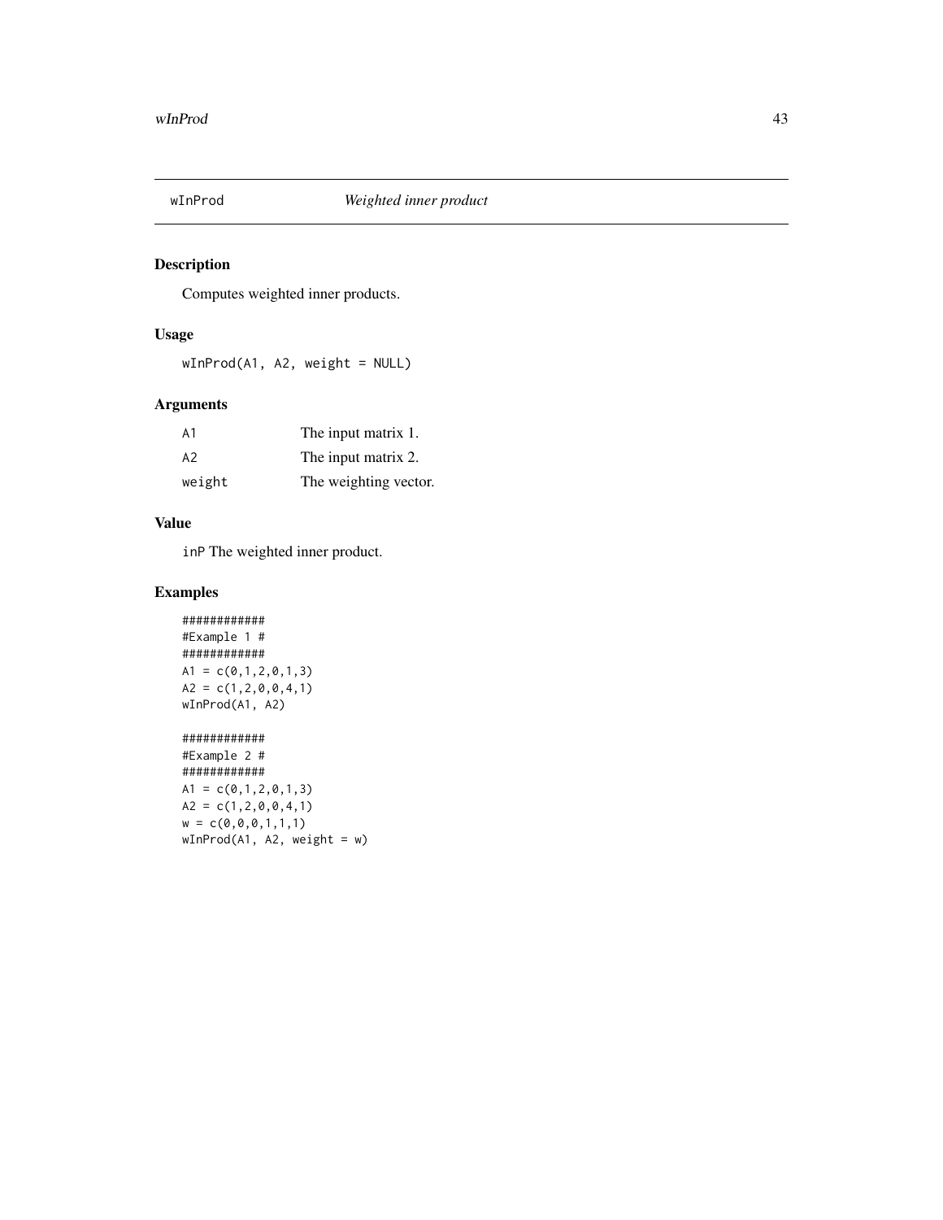## wInProd *Weighted inner product*

### Description

Computes weighted inner products.

### Usage

```
wInProd(A1, A2, weight = NULL)
```

### Arguments

| | |
|---|---|
| A1 | The input matrix 1. |
| A2 | The input matrix 2. |
| weight | The weighting vector. |

### Value

inP The weighted inner product.

### Examples

```
############
#Example 1 #
############
A1 = c(0,1,2,0,1,3)
A2 = c(1,2,0,0,4,1)
wInProd(A1, A2)

############
#Example 2 #
############
A1 = c(0,1,2,0,1,3)
A2 = c(1,2,0,0,4,1)
w = c(0,0,0,1,1,1)
wInProd(A1, A2, weight = w)
```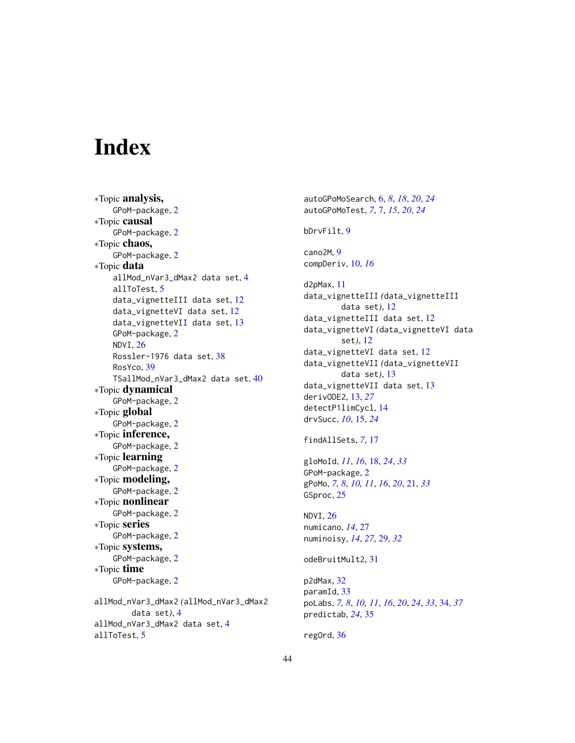# Index

∗Topic **analysis,**
  GPoM-package, 2
∗Topic **causal**
  GPoM-package, 2
∗Topic **chaos,**
  GPoM-package, 2
∗Topic **data**
  allMod_nVar3_dMax2 data set, 4
  allToTest, 5
  data_vignetteIII data set, 12
  data_vignetteVI data set, 12
  data_vignetteVII data set, 13
  GPoM-package, 2
  NDVI, 26
  Rossler-1976 data set, 38
  RosYco, 39
  TSallMod_nVar3_dMax2 data set, 40
∗Topic **dynamical**
  GPoM-package, 2
∗Topic **global**
  GPoM-package, 2
∗Topic **inference,**
  GPoM-package, 2
∗Topic **learning**
  GPoM-package, 2
∗Topic **modeling,**
  GPoM-package, 2
∗Topic **nonlinear**
  GPoM-package, 2
∗Topic **series**
  GPoM-package, 2
∗Topic **systems,**
  GPoM-package, 2
∗Topic **time**
  GPoM-package, 2

allMod_nVar3_dMax2 *(*allMod_nVar3_dMax2 data set*)*, 4
allMod_nVar3_dMax2 data set, 4
allToTest, 5
autoGPoMoSearch, 6, *8*, *18*, *20*, *24*
autoGPoMoTest, *7*, 7, *15*, *20*, *24*

bDrvFilt, 9

cano2M, 9
compDeriv, 10, *16*

d2pMax, 11
data_vignetteIII *(*data_vignetteIII data set*)*, 12
data_vignetteIII data set, 12
data_vignetteVI *(*data_vignetteVI data set*)*, 12
data_vignetteVI data set, 12
data_vignetteVII *(*data_vignetteVII data set*)*, 13
data_vignetteVII data set, 13
derivODE2, 13, *27*
detectP1limCycl, 14
drvSucc, *10*, 15, *24*

findAllSets, *7*, 17

gloMoId, *11*, *16*, 18, *24*, *33*
GPoM-package, 2
gPoMo, *7*, *8*, *10*, *11*, *16*, *20*, 21, *33*
GSproc, 25

NDVI, 26
numicano, *14*, 27
numinoisy, *14*, *27*, 29, *32*

odeBruitMult2, 31

p2dMax, 32
paramId, 33
poLabs, *7*, *8*, *10*, *11*, *16*, *20*, *24*, *33*, 34, *37*
predictab, *24*, 35

regOrd, 36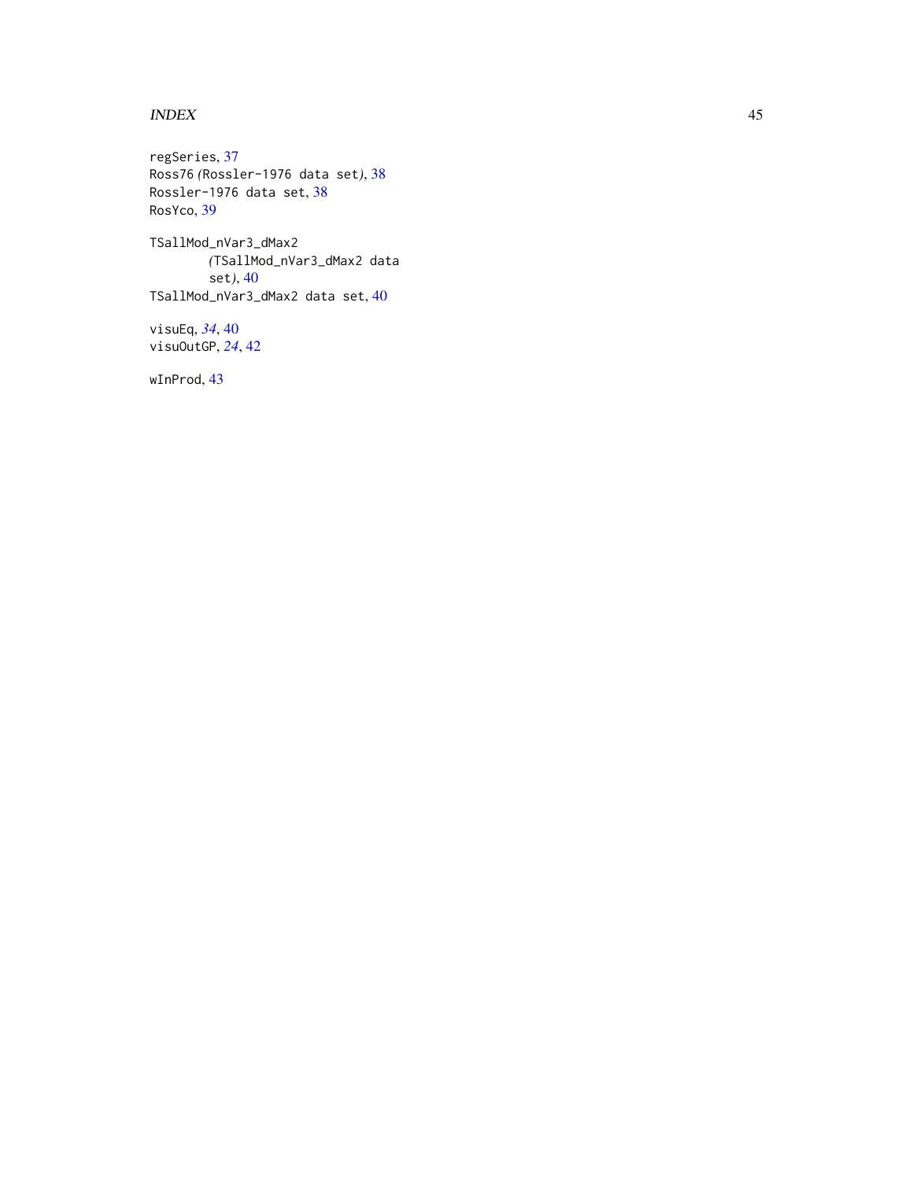regSeries, 37
Ross76 *(*Rossler-1976 data set*)*, 38
Rossler-1976 data set, 38
RosYco, 39

TSallMod_nVar3_dMax2
    *(*TSallMod_nVar3_dMax2 data
    set*)*, 40
TSallMod_nVar3_dMax2 data set, 40

visuEq, *34*, 40
visuOutGP, *24*, 42

wInProd, 43